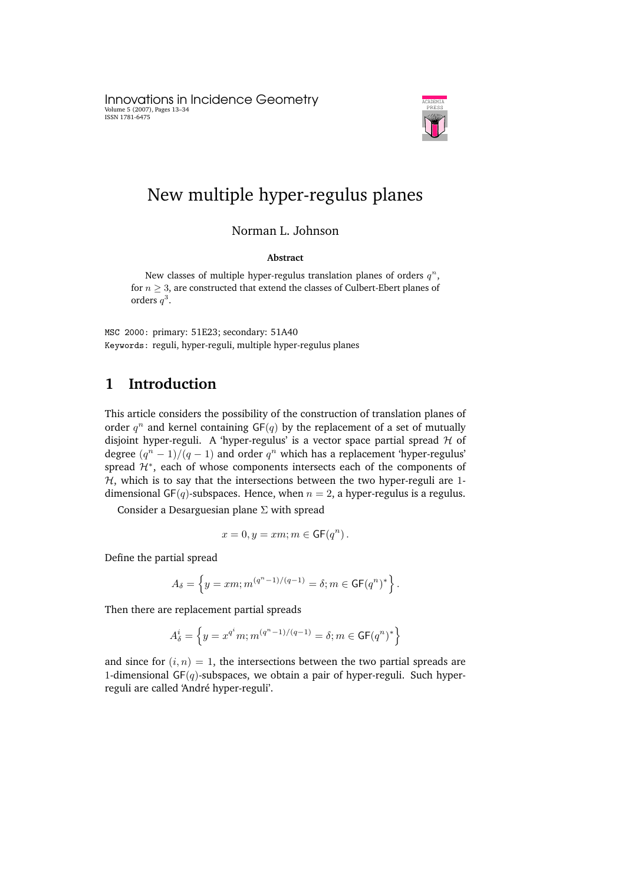# New multiple hyper-regulus planes

Norman L. Johnson

**Abstract**

New classes of multiple hyper-regulus translation planes of orders $q^n$, for $n \geq 3$, are constructed that extend the classes of Culbert-Ebert planes of orders $q^3$.

MSC 2000: primary: 51E23; secondary: 51A40

Keywords: reguli, hyper-reguli, multiple hyper-regulus planes

## 1 Introduction

This article considers the possibility of the construction of translation planes of order $q^n$ and kernel containing $\mathsf{GF}(q)$ by the replacement of a set of mutually disjoint hyper-reguli. A 'hyper-regulus' is a vector space partial spread $\mathcal{H}$ of degree $(q^n - 1)/(q - 1)$ and order $q^n$ which has a replacement 'hyper-regulus' spread $\mathcal{H}^*$, each of whose components intersects each of the components of $\mathcal{H}$, which is to say that the intersections between the two hyper-reguli are 1-dimensional $\mathsf{GF}(q)$-subspaces. Hence, when $n = 2$, a hyper-regulus is a regulus.

Consider a Desarguesian plane $\Sigma$ with spread

$$x = 0, y = xm; m \in \mathsf{GF}(q^n).$$

Define the partial spread

$$A_\delta = \left\{ y = xm; m^{(q^n-1)/(q-1)} = \delta; m \in \mathsf{GF}(q^n)^* \right\}.$$

Then there are replacement partial spreads

$$A_\delta^i = \left\{ y = x^{q^i} m; m^{(q^n-1)/(q-1)} = \delta; m \in \mathsf{GF}(q^n)^* \right\}$$

and since for $(i, n) = 1$, the intersections between the two partial spreads are 1-dimensional $\mathsf{GF}(q)$-subspaces, we obtain a pair of hyper-reguli. Such hyper-reguli are called 'André hyper-reguli'.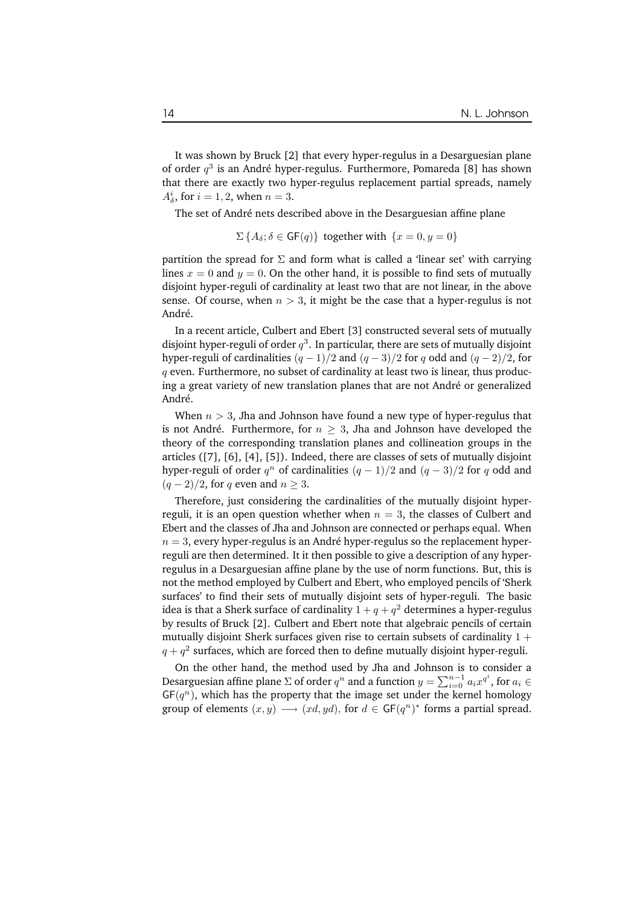It was shown by Bruck [2] that every hyper-regulus in a Desarguesian plane of order $q^3$ is an André hyper-regulus. Furthermore, Pomareda [8] has shown that there are exactly two hyper-regulus replacement partial spreads, namely $A_\delta^i$, for $i = 1, 2$, when $n = 3$.

The set of André nets described above in the Desarguesian affine plane

$$\Sigma \{A_\delta; \delta \in \mathsf{GF}(q)\} \text{ together with } \{x = 0, y = 0\}$$

partition the spread for $\Sigma$ and form what is called a 'linear set' with carrying lines $x = 0$ and $y = 0$. On the other hand, it is possible to find sets of mutually disjoint hyper-reguli of cardinality at least two that are not linear, in the above sense. Of course, when $n > 3$, it might be the case that a hyper-regulus is not André.

In a recent article, Culbert and Ebert [3] constructed several sets of mutually disjoint hyper-reguli of order $q^3$. In particular, there are sets of mutually disjoint hyper-reguli of cardinalities $(q-1)/2$ and $(q-3)/2$ for $q$ odd and $(q-2)/2$, for $q$ even. Furthermore, no subset of cardinality at least two is linear, thus producing a great variety of new translation planes that are not André or generalized André.

When $n > 3$, Jha and Johnson have found a new type of hyper-regulus that is not André. Furthermore, for $n \geq 3$, Jha and Johnson have developed the theory of the corresponding translation planes and collineation groups in the articles ([7], [6], [4], [5]). Indeed, there are classes of sets of mutually disjoint hyper-reguli of order $q^n$ of cardinalities $(q-1)/2$ and $(q-3)/2$ for $q$ odd and $(q-2)/2$, for $q$ even and $n \geq 3$.

Therefore, just considering the cardinalities of the mutually disjoint hyper-reguli, it is an open question whether when $n = 3$, the classes of Culbert and Ebert and the classes of Jha and Johnson are connected or perhaps equal. When $n = 3$, every hyper-regulus is an André hyper-regulus so the replacement hyper-reguli are then determined. It it then possible to give a description of any hyper-regulus in a Desarguesian affine plane by the use of norm functions. But, this is not the method employed by Culbert and Ebert, who employed pencils of 'Sherk surfaces' to find their sets of mutually disjoint sets of hyper-reguli. The basic idea is that a Sherk surface of cardinality $1 + q + q^2$ determines a hyper-regulus by results of Bruck [2]. Culbert and Ebert note that algebraic pencils of certain mutually disjoint Sherk surfaces given rise to certain subsets of cardinality $1 + q + q^2$ surfaces, which are forced then to define mutually disjoint hyper-reguli.

On the other hand, the method used by Jha and Johnson is to consider a Desarguesian affine plane $\Sigma$ of order $q^n$ and a function $y = \sum_{i=0}^{n-1} a_i x^{q^i}$, for $a_i \in \mathsf{GF}(q^n)$, which has the property that the image set under the kernel homology group of elements $(x, y) \longrightarrow (xd, yd)$, for $d \in \mathsf{GF}(q^n)^*$ forms a partial spread.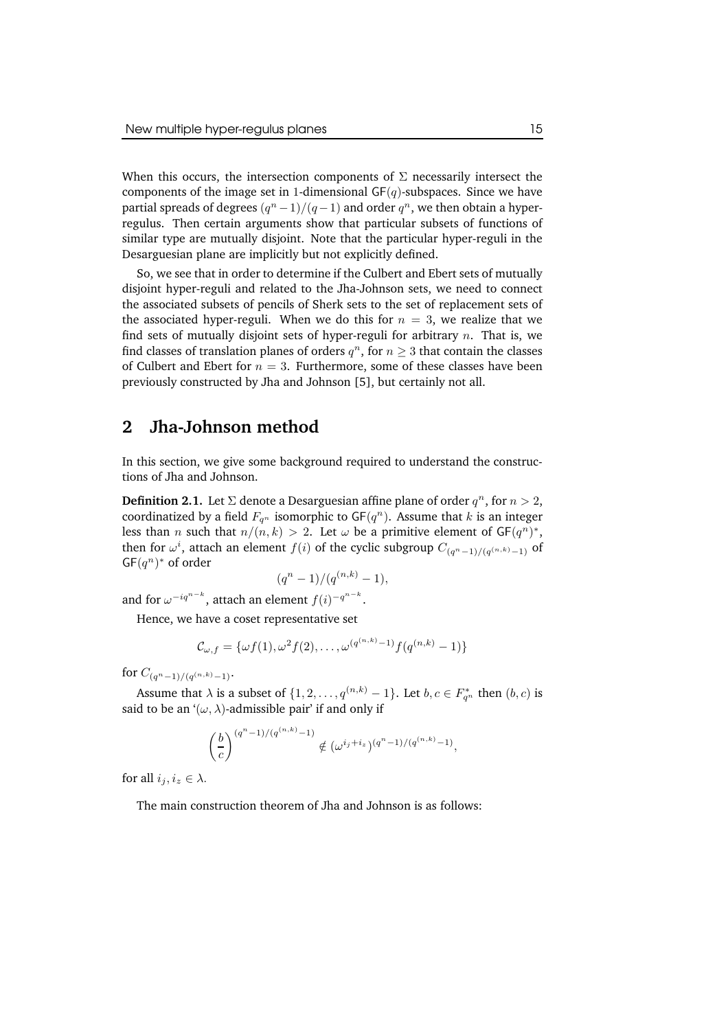When this occurs, the intersection components of $\Sigma$ necessarily intersect the components of the image set in 1-dimensional $\mathsf{GF}(q)$-subspaces. Since we have partial spreads of degrees $(q^n-1)/(q-1)$ and order $q^n$, we then obtain a hyper-regulus. Then certain arguments show that particular subsets of functions of similar type are mutually disjoint. Note that the particular hyper-reguli in the Desarguesian plane are implicitly but not explicitly defined.

So, we see that in order to determine if the Culbert and Ebert sets of mutually disjoint hyper-reguli and related to the Jha-Johnson sets, we need to connect the associated subsets of pencils of Sherk sets to the set of replacement sets of the associated hyper-reguli. When we do this for $n=3$, we realize that we find sets of mutually disjoint sets of hyper-reguli for arbitrary $n$. That is, we find classes of translation planes of orders $q^n$, for $n \geq 3$ that contain the classes of Culbert and Ebert for $n=3$. Furthermore, some of these classes have been previously constructed by Jha and Johnson [5], but certainly not all.

## 2 Jha-Johnson method

In this section, we give some background required to understand the constructions of Jha and Johnson.

**Definition 2.1.** Let $\Sigma$ denote a Desarguesian affine plane of order $q^n$, for $n > 2$, coordinatized by a field $F_{q^n}$ isomorphic to $\mathsf{GF}(q^n)$. Assume that $k$ is an integer less than $n$ such that $n/(n,k) > 2$. Let $\omega$ be a primitive element of $\mathsf{GF}(q^n)^*$, then for $\omega^i$, attach an element $f(i)$ of the cyclic subgroup $C_{(q^n-1)/(q^{(n,k)}-1)}$ of $\mathsf{GF}(q^n)^*$ of order

$$(q^n-1)/(q^{(n,k)}-1),$$

and for $\omega^{-iq^{n-k}}$, attach an element $f(i)^{-q^{n-k}}$.

Hence, we have a coset representative set

$$\mathcal{C}_{\omega,f} = \{\omega f(1), \omega^2 f(2), \ldots, \omega^{(q^{(n,k)}-1)} f(q^{(n,k)}-1)\}$$

for $C_{(q^n-1)/(q^{(n,k)}-1)}$.

Assume that $\lambda$ is a subset of $\{1, 2, \ldots, q^{(n,k)}-1\}$. Let $b, c \in F_{q^n}^*$ then $(b,c)$ is said to be an '$(\omega, \lambda)$-admissible pair' if and only if

$$\left(\frac{b}{c}\right)^{(q^n-1)/(q^{(n,k)}-1)} \notin \left(\omega^{i_j+i_z}\right)^{(q^n-1)/(q^{(n,k)}-1)},$$

for all $i_j, i_z \in \lambda$.

The main construction theorem of Jha and Johnson is as follows: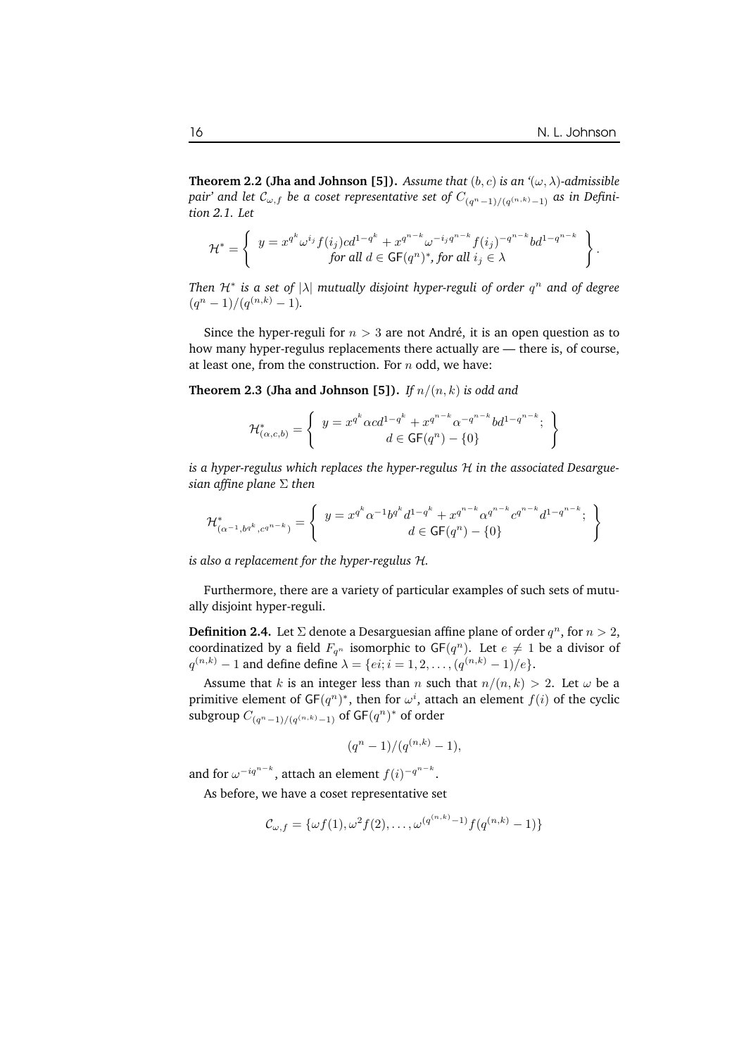**Theorem 2.2 (Jha and Johnson [5]).** *Assume that $(b, c)$ is an '$(\omega, \lambda)$-admissible pair' and let $\mathcal{C}_{\omega,f}$ be a coset representative set of $C_{(q^n-1)/(q^{(n,k)}-1)}$ as in Definition 2.1. Let*

$$\mathcal{H}^* = \left\{ \begin{array}{c} y = x^{q^k}\omega^{i_j} f(i_j) c d^{1-q^k} + x^{q^{n-k}} \omega^{-i_j q^{n-k}} f(i_j)^{-q^{n-k}} b d^{1-q^{n-k}} \\ \text{for all } d \in \mathsf{GF}(q^n)^*, \text{ for all } i_j \in \lambda \end{array} \right\}.$$

*Then $\mathcal{H}^*$ is a set of $|\lambda|$ mutually disjoint hyper-reguli of order $q^n$ and of degree $(q^n-1)/(q^{(n,k)}-1)$.*

Since the hyper-reguli for $n > 3$ are not André, it is an open question as to how many hyper-regulus replacements there actually are — there is, of course, at least one, from the construction. For $n$ odd, we have:

**Theorem 2.3 (Jha and Johnson [5]).** *If $n/(n,k)$ is odd and*

$$\mathcal{H}^*_{(\alpha,c,b)} = \left\{ \begin{array}{c} y = x^{q^k}\alpha c d^{1-q^k} + x^{q^{n-k}} \alpha^{-q^{n-k}} b d^{1-q^{n-k}}; \\ d \in \mathsf{GF}(q^n) - \{0\} \end{array} \right\}$$

*is a hyper-regulus which replaces the hyper-regulus $\mathcal{H}$ in the associated Desarguesian affine plane $\Sigma$ then*

$$\mathcal{H}^*_{(\alpha^{-1}, b^{q^k}, c^{q^{n-k}})} = \left\{ \begin{array}{c} y = x^{q^k}\alpha^{-1} b^{q^k} d^{1-q^k} + x^{q^{n-k}} \alpha^{q^{n-k}} c^{q^{n-k}} d^{1-q^{n-k}}; \\ d \in \mathsf{GF}(q^n) - \{0\} \end{array} \right\}$$

*is also a replacement for the hyper-regulus $\mathcal{H}$.*

Furthermore, there are a variety of particular examples of such sets of mutually disjoint hyper-reguli.

**Definition 2.4.** Let $\Sigma$ denote a Desarguesian affine plane of order $q^n$, for $n > 2$, coordinatized by a field $F_{q^n}$ isomorphic to $\mathsf{GF}(q^n)$. Let $e \neq 1$ be a divisor of $q^{(n,k)} - 1$ and define define $\lambda = \{ei; i = 1, 2, \ldots, (q^{(n,k)} - 1)/e\}$.

Assume that $k$ is an integer less than $n$ such that $n/(n,k) > 2$. Let $\omega$ be a primitive element of $\mathsf{GF}(q^n)^*$, then for $\omega^i$, attach an element $f(i)$ of the cyclic subgroup $C_{(q^n-1)/(q^{(n,k)}-1)}$ of $\mathsf{GF}(q^n)^*$ of order

$$(q^n - 1)/(q^{(n,k)} - 1),$$

and for $\omega^{-iq^{n-k}}$, attach an element $f(i)^{-q^{n-k}}$.

As before, we have a coset representative set

$$\mathcal{C}_{\omega,f} = \{\omega f(1), \omega^2 f(2), \ldots, \omega^{(q^{(n,k)}-1)} f(q^{(n,k)} - 1)\}$$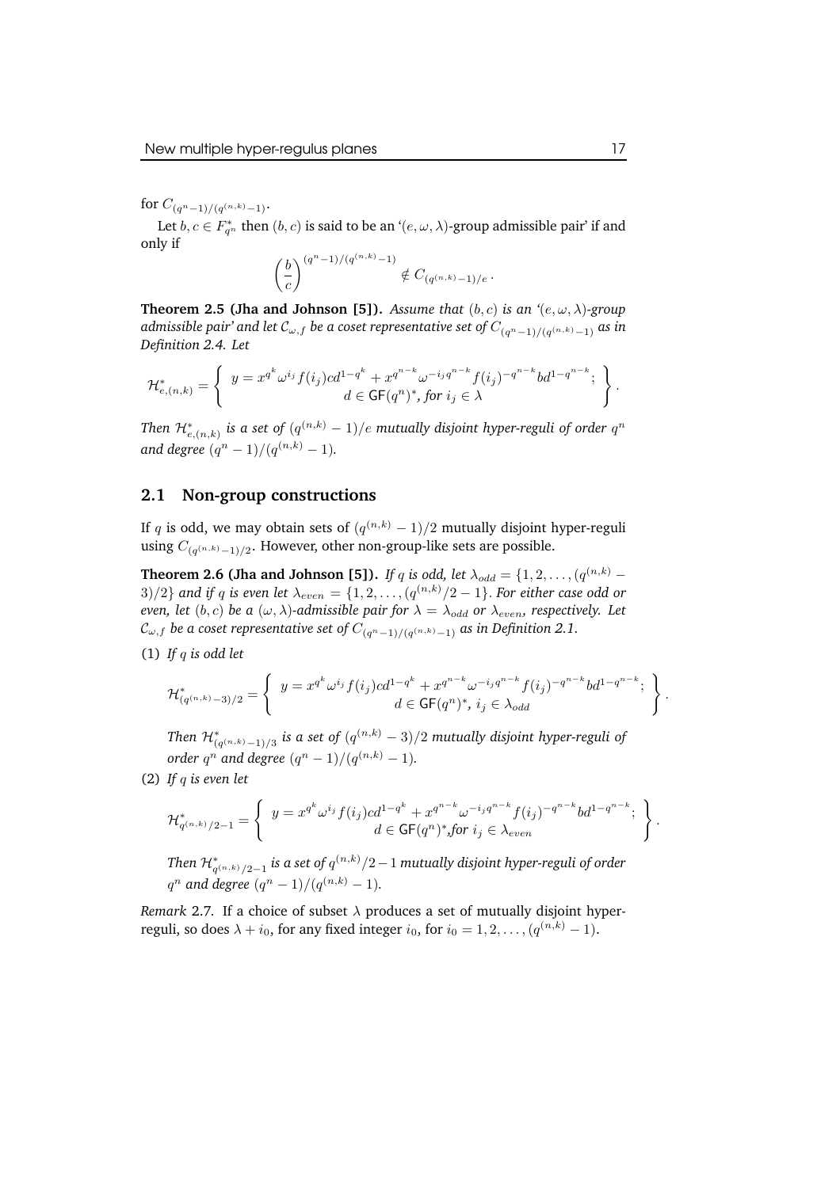for $C_{(q^n-1)/(q^{(n,k)}-1)}$.

Let $b, c \in F^*_{q^n}$ then $(b, c)$ is said to be an '$(e, \omega, \lambda)$-group admissible pair' if and only if

$$\left(\frac{b}{c}\right)^{(q^n-1)/(q^{(n,k)}-1)} \notin C_{(q^{(n,k)}-1)/e}.$$

**Theorem 2.5 (Jha and Johnson [5]).** *Assume that $(b, c)$ is an '$(e, \omega, \lambda)$-group admissible pair' and let $\mathcal{C}_{\omega,f}$ be a coset representative set of $C_{(q^n-1)/(q^{(n,k)}-1)}$ as in Definition 2.4. Let*

$$\mathcal{H}^*_{e,(n,k)} = \left\{ \begin{array}{c} y = x^{q^k}\omega^{i_j} f(i_j) c d^{1-q^k} + x^{q^{n-k}} \omega^{-i_j q^{n-k}} f(i_j)^{-q^{n-k}} b d^{1-q^{n-k}}; \\ d \in \mathsf{GF}(q^n)^*, \text{ for } i_j \in \lambda \end{array} \right\}.$$

*Then $\mathcal{H}^*_{e,(n,k)}$ is a set of $(q^{(n,k)} - 1)/e$ mutually disjoint hyper-reguli of order $q^n$ and degree $(q^n - 1)/(q^{(n,k)} - 1)$.*

## 2.1 Non-group constructions

If $q$ is odd, we may obtain sets of $(q^{(n,k)} - 1)/2$ mutually disjoint hyper-reguli using $C_{(q^{(n,k)}-1)/2}$. However, other non-group-like sets are possible.

**Theorem 2.6 (Jha and Johnson [5]).** *If $q$ is odd, let $\lambda_{odd} = \{1, 2, \ldots, (q^{(n,k)} - 3)/2\}$ and if $q$ is even let $\lambda_{even} = \{1, 2, \ldots, (q^{(n,k)}/2 - 1\}$. For either case odd or even, let $(b, c)$ be a $(\omega, \lambda)$-admissible pair for $\lambda = \lambda_{odd}$ or $\lambda_{even}$, respectively. Let $\mathcal{C}_{\omega,f}$ be a coset representative set of $C_{(q^n-1)/(q^{(n,k)}-1)}$ as in Definition 2.1.*

(1) *If $q$ is odd let*

$$\mathcal{H}^*_{(q^{(n,k)}-3)/2} = \left\{ \begin{array}{c} y = x^{q^k}\omega^{i_j} f(i_j) c d^{1-q^k} + x^{q^{n-k}} \omega^{-i_j q^{n-k}} f(i_j)^{-q^{n-k}} b d^{1-q^{n-k}}; \\ d \in \mathsf{GF}(q^n)^*, \ i_j \in \lambda_{odd} \end{array} \right\}.$$

*Then $\mathcal{H}^*_{(q^{(n,k)}-1)/3}$ is a set of $(q^{(n,k)} - 3)/2$ mutually disjoint hyper-reguli of order $q^n$ and degree $(q^n - 1)/(q^{(n,k)} - 1)$.*

(2) *If $q$ is even let*

$$\mathcal{H}^*_{q^{(n,k)}/2-1} = \left\{ \begin{array}{c} y = x^{q^k}\omega^{i_j} f(i_j) c d^{1-q^k} + x^{q^{n-k}} \omega^{-i_j q^{n-k}} f(i_j)^{-q^{n-k}} b d^{1-q^{n-k}}; \\ d \in \mathsf{GF}(q^n)^*, \text{for } i_j \in \lambda_{even} \end{array} \right\}.$$

*Then $\mathcal{H}^*_{q^{(n,k)}/2-1}$ is a set of $q^{(n,k)}/2 - 1$ mutually disjoint hyper-reguli of order $q^n$ and degree $(q^n - 1)/(q^{(n,k)} - 1)$.*

*Remark* 2.7. If a choice of subset $\lambda$ produces a set of mutually disjoint hyper-reguli, so does $\lambda + i_0$, for any fixed integer $i_0$, for $i_0 = 1, 2, \ldots, (q^{(n,k)} - 1)$.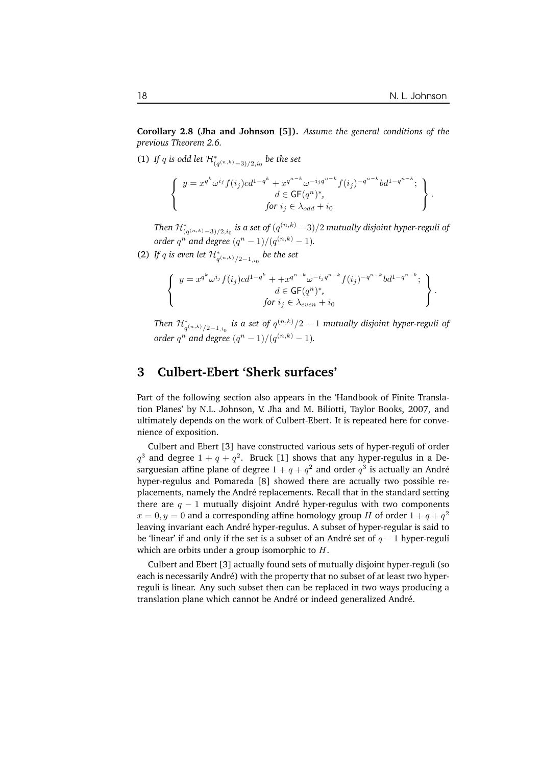**Corollary 2.8 (Jha and Johnson [5]).** *Assume the general conditions of the previous Theorem 2.6.*

(1) *If $q$ is odd let $\mathcal{H}^*_{(q^{(n,k)}-3)/2,i_0}$ be the set*

$$\left\{ \begin{array}{c} y = x^{q^k}\omega^{i_j} f(i_j) c d^{1-q^k} + x^{q^{n-k}}\omega^{-i_j q^{n-k}} f(i_j)^{-q^{n-k}} b d^{1-q^{n-k}}; \\ d \in \mathsf{GF}(q^n)^*, \\ \textit{for } i_j \in \lambda_{odd} + i_0 \end{array} \right\}.$$

*Then $\mathcal{H}^*_{(q^{(n,k)}-3)/2,i_0}$ is a set of $(q^{(n,k)}-3)/2$ mutually disjoint hyper-reguli of order $q^n$ and degree $(q^n-1)/(q^{(n,k)}-1)$.*

(2) *If $q$ is even let $\mathcal{H}^*_{q^{(n,k)}/2-1,i_0}$ be the set*

$$\left\{ \begin{array}{c} y = x^{q^k}\omega^{i_j} f(i_j) c d^{1-q^k} + +x^{q^{n-k}}\omega^{-i_j q^{n-k}} f(i_j)^{-q^{n-k}} b d^{1-q^{n-k}}; \\ d \in \mathsf{GF}(q^n)^*, \\ \textit{for } i_j \in \lambda_{even} + i_0 \end{array} \right\}.$$

*Then $\mathcal{H}^*_{q^{(n,k)}/2-1,i_0}$ is a set of $q^{(n,k)}/2-1$ mutually disjoint hyper-reguli of order $q^n$ and degree $(q^n-1)/(q^{(n,k)}-1)$.*

## 3 Culbert-Ebert 'Sherk surfaces'

Part of the following section also appears in the 'Handbook of Finite Translation Planes' by N.L. Johnson, V. Jha and M. Biliotti, Taylor Books, 2007, and ultimately depends on the work of Culbert-Ebert. It is repeated here for convenience of exposition.

Culbert and Ebert [3] have constructed various sets of hyper-reguli of order $q^3$ and degree $1+q+q^2$. Bruck [1] shows that any hyper-regulus in a Desarguesian affine plane of degree $1+q+q^2$ and order $q^3$ is actually an André hyper-regulus and Pomareda [8] showed there are actually two possible replacements, namely the André replacements. Recall that in the standard setting there are $q-1$ mutually disjoint André hyper-regulus with two components $x=0, y=0$ and a corresponding affine homology group $H$ of order $1+q+q^2$ leaving invariant each André hyper-regulus. A subset of hyper-regular is said to be 'linear' if and only if the set is a subset of an André set of $q-1$ hyper-reguli which are orbits under a group isomorphic to $H$.

Culbert and Ebert [3] actually found sets of mutually disjoint hyper-reguli (so each is necessarily André) with the property that no subset of at least two hyper-reguli is linear. Any such subset then can be replaced in two ways producing a translation plane which cannot be André or indeed generalized André.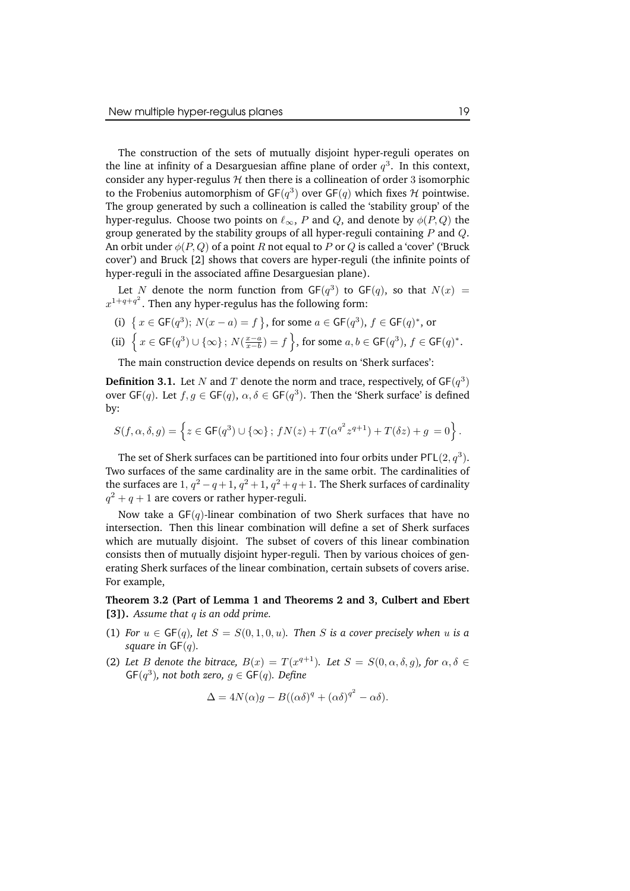The construction of the sets of mutually disjoint hyper-reguli operates on the line at infinity of a Desarguesian affine plane of order $q^3$. In this context, consider any hyper-regulus $\mathcal{H}$ then there is a collineation of order 3 isomorphic to the Frobenius automorphism of $\mathsf{GF}(q^3)$ over $\mathsf{GF}(q)$ which fixes $\mathcal{H}$ pointwise. The group generated by such a collineation is called the 'stability group' of the hyper-regulus. Choose two points on $\ell_\infty$, $P$ and $Q$, and denote by $\phi(P,Q)$ the group generated by the stability groups of all hyper-reguli containing $P$ and $Q$. An orbit under $\phi(P,Q)$ of a point $R$ not equal to $P$ or $Q$ is called a 'cover' ('Bruck cover') and Bruck [2] shows that covers are hyper-reguli (the infinite points of hyper-reguli in the associated affine Desarguesian plane).

Let $N$ denote the norm function from $\mathsf{GF}(q^3)$ to $\mathsf{GF}(q)$, so that $N(x) = x^{1+q+q^2}$. Then any hyper-regulus has the following form:

(i) $\left\{ x \in \mathsf{GF}(q^3);\, N(x-a) = f \right\}$, for some $a \in \mathsf{GF}(q^3)$, $f \in \mathsf{GF}(q)^*$, or

(ii) $\left\{ x \in \mathsf{GF}(q^3) \cup \{\infty\}\,;\, N(\frac{x-a}{x-b}) = f \right\}$, for some $a, b \in \mathsf{GF}(q^3)$, $f \in \mathsf{GF}(q)^*$.

The main construction device depends on results on 'Sherk surfaces':

**Definition 3.1.** Let $N$ and $T$ denote the norm and trace, respectively, of $\mathsf{GF}(q^3)$ over $\mathsf{GF}(q)$. Let $f, g \in \mathsf{GF}(q)$, $\alpha, \delta \in \mathsf{GF}(q^3)$. Then the 'Sherk surface' is defined by:

$$S(f, \alpha, \delta, g) = \left\{ z \in \mathsf{GF}(q^3) \cup \{\infty\}\,;\, fN(z) + T(\alpha^{q^2} z^{q+1}) + T(\delta z) + g = 0 \right\}.$$

The set of Sherk surfaces can be partitioned into four orbits under $\mathsf{P\Gamma L}(2, q^3)$. Two surfaces of the same cardinality are in the same orbit. The cardinalities of the surfaces are $1$, $q^2 - q + 1$, $q^2 + 1$, $q^2 + q + 1$. The Sherk surfaces of cardinality $q^2 + q + 1$ are covers or rather hyper-reguli.

Now take a $\mathsf{GF}(q)$-linear combination of two Sherk surfaces that have no intersection. Then this linear combination will define a set of Sherk surfaces which are mutually disjoint. The subset of covers of this linear combination consists then of mutually disjoint hyper-reguli. Then by various choices of generating Sherk surfaces of the linear combination, certain subsets of covers arise. For example,

**Theorem 3.2 (Part of Lemma 1 and Theorems 2 and 3, Culbert and Ebert [3]).** *Assume that $q$ is an odd prime.*

(1) *For $u \in \mathsf{GF}(q)$, let $S = S(0, 1, 0, u)$. Then $S$ is a cover precisely when $u$ is a square in $\mathsf{GF}(q)$.*

(2) *Let $B$ denote the bitrace, $B(x) = T(x^{q+1})$. Let $S = S(0, \alpha, \delta, g)$, for $\alpha, \delta \in \mathsf{GF}(q^3)$, not both zero, $g \in \mathsf{GF}(q)$. Define*

$$\Delta = 4N(\alpha)g - B((\alpha\delta)^q + (\alpha\delta)^{q^2} - \alpha\delta).$$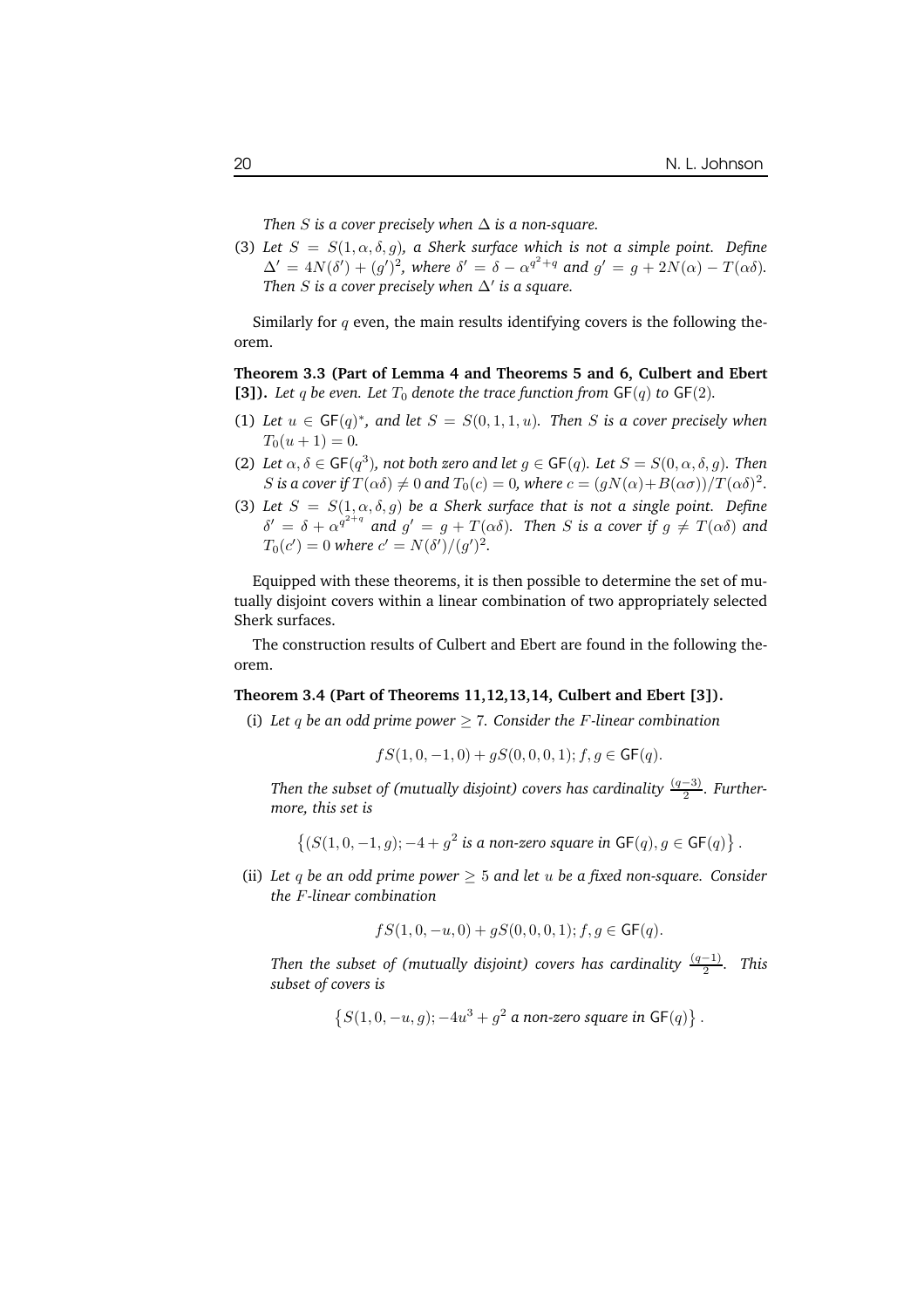*Then $S$ is a cover precisely when $\Delta$ is a non-square.*

(3) *Let $S = S(1, \alpha, \delta, g)$, a Sherk surface which is not a simple point. Define $\Delta' = 4N(\delta') + (g')^2$, where $\delta' = \delta - \alpha^{q^2+q}$ and $g' = g + 2N(\alpha) - T(\alpha\delta)$. Then $S$ is a cover precisely when $\Delta'$ is a square.*

Similarly for $q$ even, the main results identifying covers is the following theorem.

**Theorem 3.3 (Part of Lemma 4 and Theorems 5 and 6, Culbert and Ebert [3]).** *Let $q$ be even. Let $T_0$ denote the trace function from $\mathsf{GF}(q)$ to $\mathsf{GF}(2)$.*

(1) *Let $u \in \mathsf{GF}(q)^*$, and let $S = S(0, 1, 1, u)$. Then $S$ is a cover precisely when $T_0(u + 1) = 0$.*
(2) *Let $\alpha, \delta \in \mathsf{GF}(q^3)$, not both zero and let $g \in \mathsf{GF}(q)$. Let $S = S(0, \alpha, \delta, g)$. Then $S$ is a cover if $T(\alpha\delta) \neq 0$ and $T_0(c) = 0$, where $c = (gN(\alpha) + B(\alpha\sigma))/T(\alpha\delta)^2$.*
(3) *Let $S = S(1, \alpha, \delta, g)$ be a Sherk surface that is not a single point. Define $\delta' = \delta + \alpha^{q^2+q}$ and $g' = g + T(\alpha\delta)$. Then $S$ is a cover if $g \neq T(\alpha\delta)$ and $T_0(c') = 0$ where $c' = N(\delta')/(g')^2$.*

Equipped with these theorems, it is then possible to determine the set of mutually disjoint covers within a linear combination of two appropriately selected Sherk surfaces.

The construction results of Culbert and Ebert are found in the following theorem.

**Theorem 3.4 (Part of Theorems 11,12,13,14, Culbert and Ebert [3]).**

(i) *Let $q$ be an odd prime power $\geq 7$. Consider the $F$-linear combination*

$$fS(1, 0, -1, 0) + gS(0, 0, 0, 1); f, g \in \mathsf{GF}(q).$$

*Then the subset of (mutually disjoint) covers has cardinality $\frac{(q-3)}{2}$. Furthermore, this set is*

$$\left\{(S(1, 0, -1, g); -4 + g^2 \text{ is a non-zero square in } \mathsf{GF}(q), g \in \mathsf{GF}(q)\right\}.$$

(ii) *Let $q$ be an odd prime power $\geq 5$ and let $u$ be a fixed non-square. Consider the $F$-linear combination*

$$fS(1, 0, -u, 0) + gS(0, 0, 0, 1); f, g \in \mathsf{GF}(q).$$

*Then the subset of (mutually disjoint) covers has cardinality $\frac{(q-1)}{2}$. This subset of covers is*

$$\left\{S(1, 0, -u, g); -4u^3 + g^2 \text{ a non-zero square in } \mathsf{GF}(q)\right\}.$$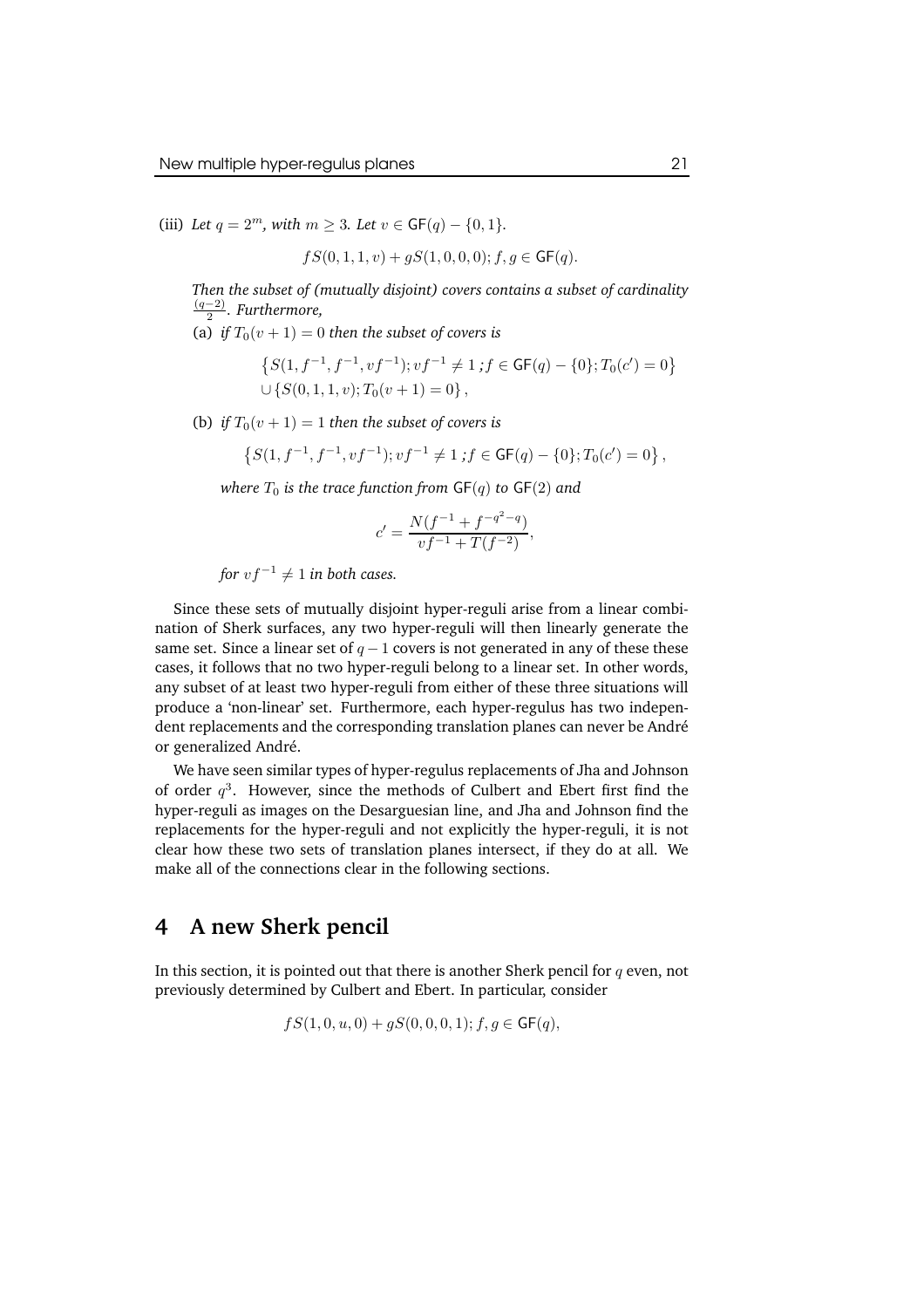(iii) *Let $q = 2^m$, with $m \geq 3$. Let $v \in \mathsf{GF}(q) - \{0, 1\}$.*

$$fS(0, 1, 1, v) + gS(1, 0, 0, 0); f, g \in \mathsf{GF}(q).$$

*Then the subset of (mutually disjoint) covers contains a subset of cardinality $\frac{(q-2)}{2}$. Furthermore,*

(a) *if $T_0(v + 1) = 0$ then the subset of covers is*

$$\left\{S(1, f^{-1}, f^{-1}, vf^{-1}); vf^{-1} \neq 1 ; f \in \mathsf{GF}(q) - \{0\}; T_0(c') = 0\right\}$$
$$\cup \left\{S(0, 1, 1, v); T_0(v + 1) = 0\right\},$$

(b) *if $T_0(v + 1) = 1$ then the subset of covers is*

$$\left\{S(1, f^{-1}, f^{-1}, vf^{-1}); vf^{-1} \neq 1 ; f \in \mathsf{GF}(q) - \{0\}; T_0(c') = 0\right\},$$

*where $T_0$ is the trace function from $\mathsf{GF}(q)$ to $\mathsf{GF}(2)$ and*

$$c' = \frac{N(f^{-1} + f^{-q^2-q})}{vf^{-1} + T(f^{-2})},$$

*for $vf^{-1} \neq 1$ in both cases.*

Since these sets of mutually disjoint hyper-reguli arise from a linear combination of Sherk surfaces, any two hyper-reguli will then linearly generate the same set. Since a linear set of $q - 1$ covers is not generated in any of these these cases, it follows that no two hyper-reguli belong to a linear set. In other words, any subset of at least two hyper-reguli from either of these three situations will produce a 'non-linear' set. Furthermore, each hyper-regulus has two independent replacements and the corresponding translation planes can never be André or generalized André.

We have seen similar types of hyper-regulus replacements of Jha and Johnson of order $q^3$. However, since the methods of Culbert and Ebert first find the hyper-reguli as images on the Desarguesian line, and Jha and Johnson find the replacements for the hyper-reguli and not explicitly the hyper-reguli, it is not clear how these two sets of translation planes intersect, if they do at all. We make all of the connections clear in the following sections.

## 4 A new Sherk pencil

In this section, it is pointed out that there is another Sherk pencil for $q$ even, not previously determined by Culbert and Ebert. In particular, consider

$$fS(1, 0, u, 0) + gS(0, 0, 0, 1); f, g \in \mathsf{GF}(q),$$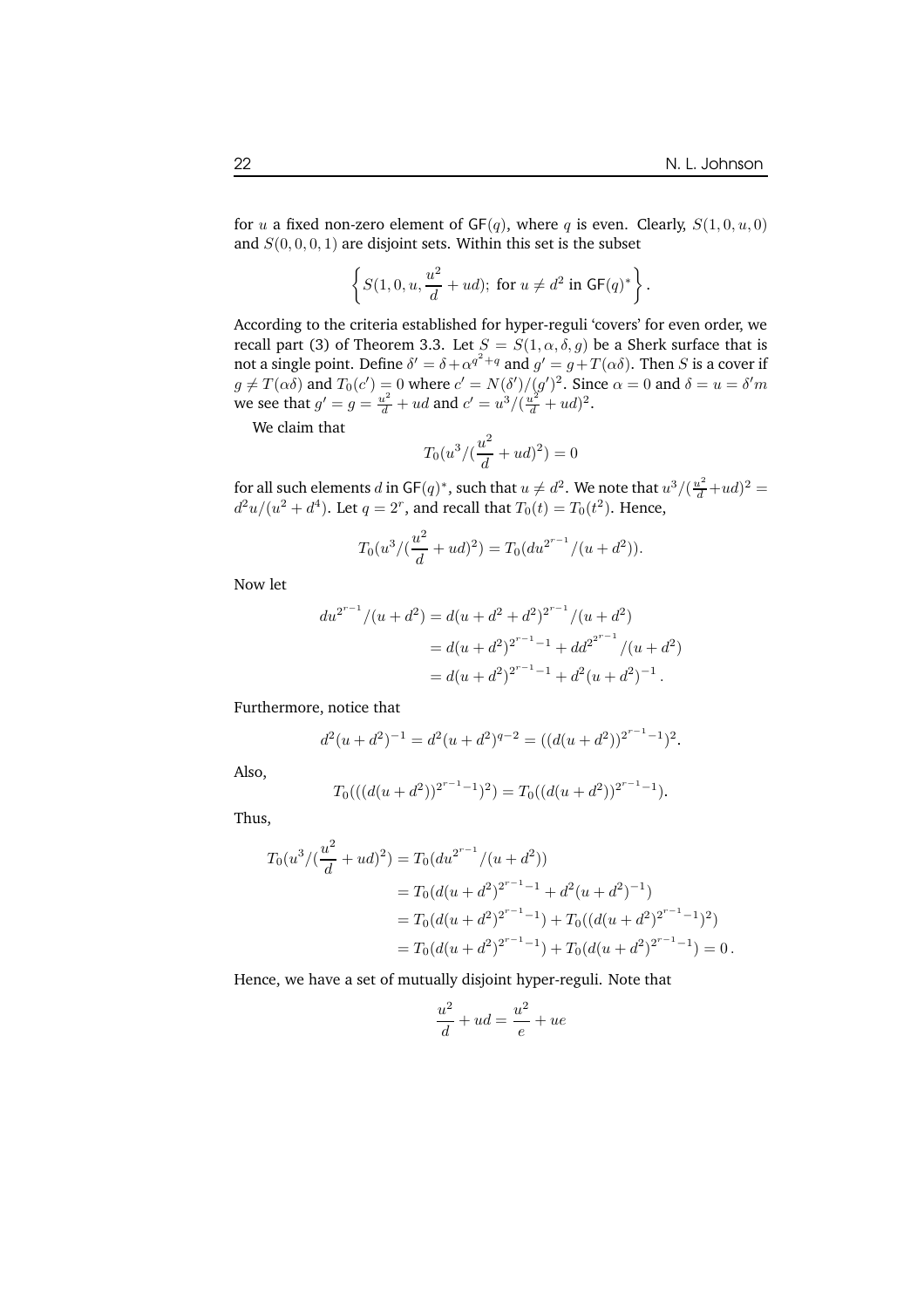for $u$ a fixed non-zero element of $\mathsf{GF}(q)$, where $q$ is even. Clearly, $S(1,0,u,0)$ and $S(0,0,0,1)$ are disjoint sets. Within this set is the subset

$$\left\{ S(1,0,u,\frac{u^2}{d}+ud);\ \text{for } u \neq d^2 \text{ in } \mathsf{GF}(q)^* \right\}.$$

According to the criteria established for hyper-reguli 'covers' for even order, we recall part (3) of Theorem 3.3. Let $S = S(1,\alpha,\delta,g)$ be a Sherk surface that is not a single point. Define $\delta' = \delta + \alpha^{q^2+q}$ and $g' = g + T(\alpha\delta)$. Then $S$ is a cover if $g \neq T(\alpha\delta)$ and $T_0(c') = 0$ where $c' = N(\delta')/(g')^2$. Since $\alpha = 0$ and $\delta = u = \delta' m$ we see that $g' = g = \frac{u^2}{d} + ud$ and $c' = u^3/(\frac{u^2}{d}+ud)^2$.

We claim that

$$T_0(u^3/(\frac{u^2}{d}+ud)^2) = 0$$

for all such elements $d$ in $\mathsf{GF}(q)^*$, such that $u \neq d^2$. We note that $u^3/(\frac{u^2}{d}+ud)^2 = d^2u/(u^2+d^4)$. Let $q = 2^r$, and recall that $T_0(t) = T_0(t^2)$. Hence,

$$T_0(u^3/(\frac{u^2}{d}+ud)^2) = T_0(du^{2^{r-1}}/(u+d^2)).$$

Now let

$$\begin{aligned} du^{2^{r-1}}/(u+d^2) &= d(u+d^2+d^2)^{2^{r-1}}/(u+d^2) \\ &= d(u+d^2)^{2^{r-1}-1} + dd^{2^{2^{r-1}}}/(u+d^2) \\ &= d(u+d^2)^{2^{r-1}-1} + d^2(u+d^2)^{-1}. \end{aligned}$$

Furthermore, notice that

$$d^2(u+d^2)^{-1} = d^2(u+d^2)^{q-2} = ((d(u+d^2))^{2^{r-1}-1})^2.$$

Also,

$$T_0(((d(u+d^2))^{2^{r-1}-1})^2) = T_0((d(u+d^2))^{2^{r-1}-1}).$$

Thus,

$$\begin{aligned} T_0(u^3/(\frac{u^2}{d}+ud)^2) &= T_0(du^{2^{r-1}}/(u+d^2)) \\ &= T_0(d(u+d^2)^{2^{r-1}-1} + d^2(u+d^2)^{-1}) \\ &= T_0(d(u+d^2)^{2^{r-1}-1}) + T_0((d(u+d^2)^{2^{r-1}-1})^2) \\ &= T_0(d(u+d^2)^{2^{r-1}-1}) + T_0(d(u+d^2)^{2^{r-1}-1}) = 0. \end{aligned}$$

Hence, we have a set of mutually disjoint hyper-reguli. Note that

$$\frac{u^2}{d} + ud = \frac{u^2}{e} + ue$$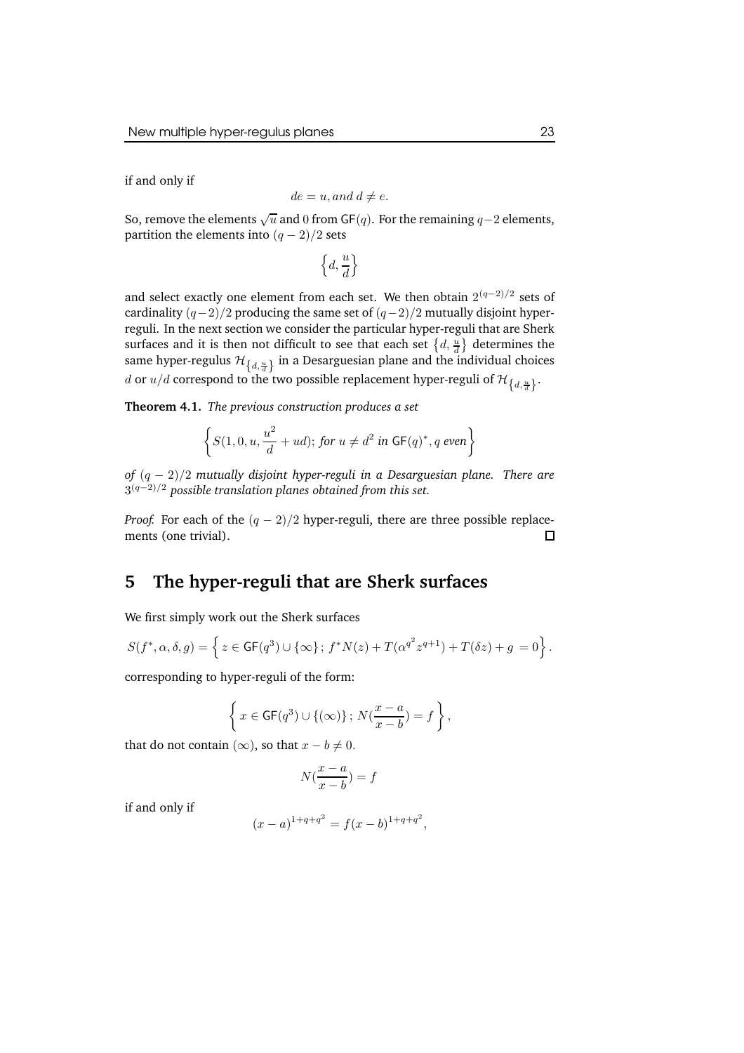if and only if

$$de = u, and\ d \neq e.$$

So, remove the elements $\sqrt{u}$ and $0$ from $\mathsf{GF}(q)$. For the remaining $q-2$ elements, partition the elements into $(q-2)/2$ sets

$$\left\{d, \frac{u}{d}\right\}$$

and select exactly one element from each set. We then obtain $2^{(q-2)/2}$ sets of cardinality $(q-2)/2$ producing the same set of $(q-2)/2$ mutually disjoint hyper-reguli. In the next section we consider the particular hyper-reguli that are Sherk surfaces and it is then not difficult to see that each set $\left\{d, \frac{u}{d}\right\}$ determines the same hyper-regulus $\mathcal{H}_{\left\{d, \frac{u}{d}\right\}}$ in a Desarguesian plane and the individual choices $d$ or $u/d$ correspond to the two possible replacement hyper-reguli of $\mathcal{H}_{\left\{d, \frac{u}{d}\right\}}$.

**Theorem 4.1.** *The previous construction produces a set*

$$\left\{ S(1, 0, u, \frac{u^2}{d} + ud);\ \textit{for } u \neq d^2 \textit{ in } \mathsf{GF}(q)^*, q \textit{ even} \right\}$$

*of $(q-2)/2$ mutually disjoint hyper-reguli in a Desarguesian plane. There are $3^{(q-2)/2}$ possible translation planes obtained from this set.*

*Proof.* For each of the $(q-2)/2$ hyper-reguli, there are three possible replacements (one trivial). $\square$

## 5 The hyper-reguli that are Sherk surfaces

We first simply work out the Sherk surfaces

$$S(f^*, \alpha, \delta, g) = \left\{ z \in \mathsf{GF}(q^3) \cup \{\infty\}\,;\ f^* N(z) + T(\alpha^{q^2} z^{q+1}) + T(\delta z) + g\ = 0 \right\}.$$

corresponding to hyper-reguli of the form:

$$\left\{ x \in \mathsf{GF}(q^3) \cup \{(\infty)\}\,;\ N(\frac{x-a}{x-b}) = f \right\},$$

that do not contain $(\infty)$, so that $x - b \neq 0$.

$$N(\frac{x-a}{x-b}) = f$$

if and only if

$$(x-a)^{1+q+q^2} = f(x-b)^{1+q+q^2},$$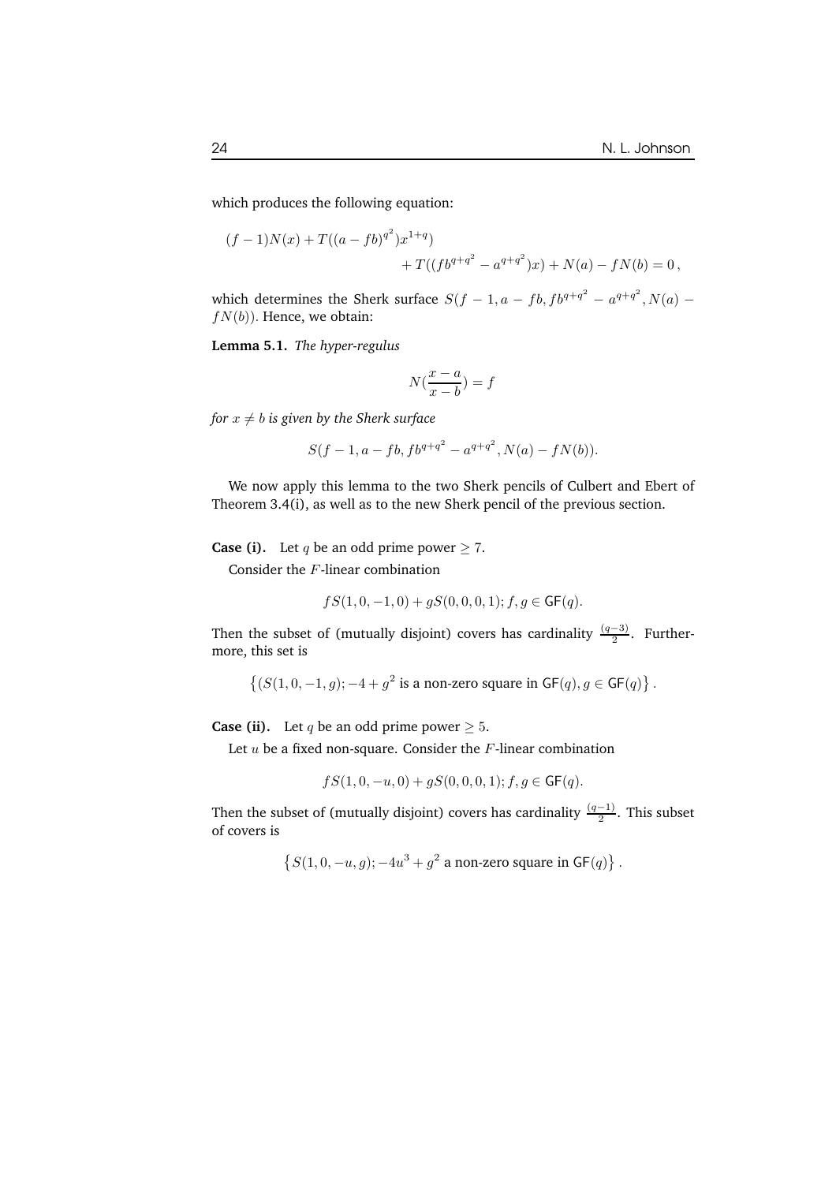which produces the following equation:

$$
\begin{aligned}
(f-1)N(x) &+ T((a-fb)^{q^2})x^{1+q}) \\
&+ T((fb^{q+q^2} - a^{q+q^2})x) + N(a) - fN(b) = 0\,,
\end{aligned}
$$

which determines the Sherk surface $S(f-1, a-fb, fb^{q+q^2} - a^{q+q^2}, N(a) - fN(b))$. Hence, we obtain:

**Lemma 5.1.** *The hyper-regulus*

$$
N(\frac{x-a}{x-b}) = f
$$

*for $x \neq b$ is given by the Sherk surface*

$$
S(f-1, a-fb, fb^{q+q^2} - a^{q+q^2}, N(a) - fN(b)).
$$

We now apply this lemma to the two Sherk pencils of Culbert and Ebert of Theorem 3.4(i), as well as to the new Sherk pencil of the previous section.

**Case (i).** Let $q$ be an odd prime power $\geq 7$.

Consider the $F$-linear combination

$$
fS(1,0,-1,0) + gS(0,0,0,1); f,g \in \mathsf{GF}(q).
$$

Then the subset of (mutually disjoint) covers has cardinality $\frac{(q-3)}{2}$. Furthermore, this set is

$$
\left\{(S(1,0,-1,g); -4+g^2 \text{ is a non-zero square in } \mathsf{GF}(q), g \in \mathsf{GF}(q)\right\}.
$$

**Case (ii).** Let $q$ be an odd prime power $\geq 5$.

Let $u$ be a fixed non-square. Consider the $F$-linear combination

$$
fS(1,0,-u,0) + gS(0,0,0,1); f,g \in \mathsf{GF}(q).
$$

Then the subset of (mutually disjoint) covers has cardinality $\frac{(q-1)}{2}$. This subset of covers is

$$
\left\{S(1,0,-u,g); -4u^3 + g^2 \text{ a non-zero square in } \mathsf{GF}(q)\right\}.
$$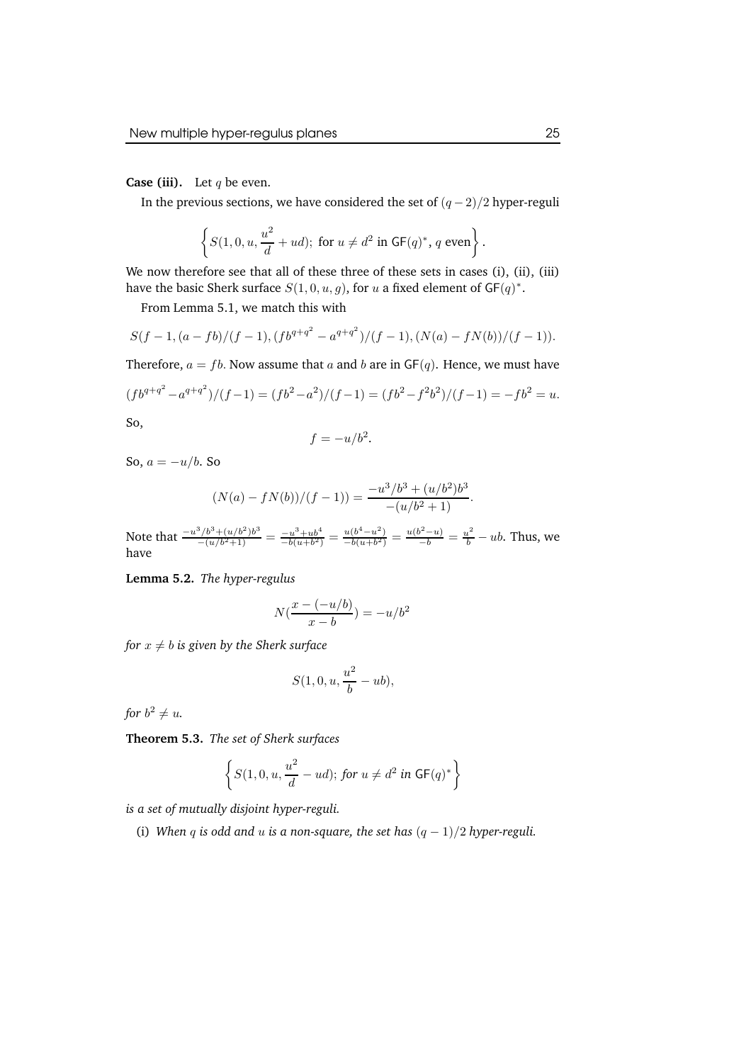**Case (iii).** Let $q$ be even.

In the previous sections, we have considered the set of $(q-2)/2$ hyper-reguli

$$\left\{ S(1,0,u,\frac{u^2}{d}+ud);\ \text{for } u \neq d^2 \text{ in } \mathsf{GF}(q)^*,\ q \text{ even} \right\}.$$

We now therefore see that all of these three of these sets in cases (i), (ii), (iii) have the basic Sherk surface $S(1,0,u,g)$, for $u$ a fixed element of $\mathsf{GF}(q)^*$.

From Lemma 5.1, we match this with

$$S(f-1,(a-fb)/(f-1),(fb^{q+q^2}-a^{q+q^2})/(f-1),(N(a)-fN(b))/(f-1)).$$

Therefore, $a = fb$. Now assume that $a$ and $b$ are in $\mathsf{GF}(q)$. Hence, we must have

$$(fb^{q+q^2}-a^{q+q^2})/(f-1) = (fb^2-a^2)/(f-1) = (fb^2-f^2b^2)/(f-1) = -fb^2 = u.$$

So,

$$f = -u/b^2.$$

So, $a = -u/b$. So

$$(N(a)-fN(b))/(f-1)) = \frac{-u^3/b^3+(u/b^2)b^3}{-(u/b^2+1)}.$$

Note that $\frac{-u^3/b^3+(u/b^2)b^3}{-(u/b^2+1)} = \frac{-u^3+ub^4}{-b(u+b^2)} = \frac{u(b^4-u^2)}{-b(u+b^2)} = \frac{u(b^2-u)}{-b} = \frac{u^2}{b} - ub$. Thus, we have

**Lemma 5.2.** *The hyper-regulus*

$$N(\frac{x-(-u/b)}{x-b}) = -u/b^2$$

*for $x \neq b$ is given by the Sherk surface*

$$S(1,0,u,\frac{u^2}{b}-ub),$$

*for $b^2 \neq u$.*

**Theorem 5.3.** *The set of Sherk surfaces*

$$\left\{ S(1,0,u,\frac{u^2}{d}-ud);\ \textit{for } u \neq d^2 \textit{ in } \mathsf{GF}(q)^* \right\}$$

*is a set of mutually disjoint hyper-reguli.*

(i) *When $q$ is odd and $u$ is a non-square, the set has $(q-1)/2$ hyper-reguli.*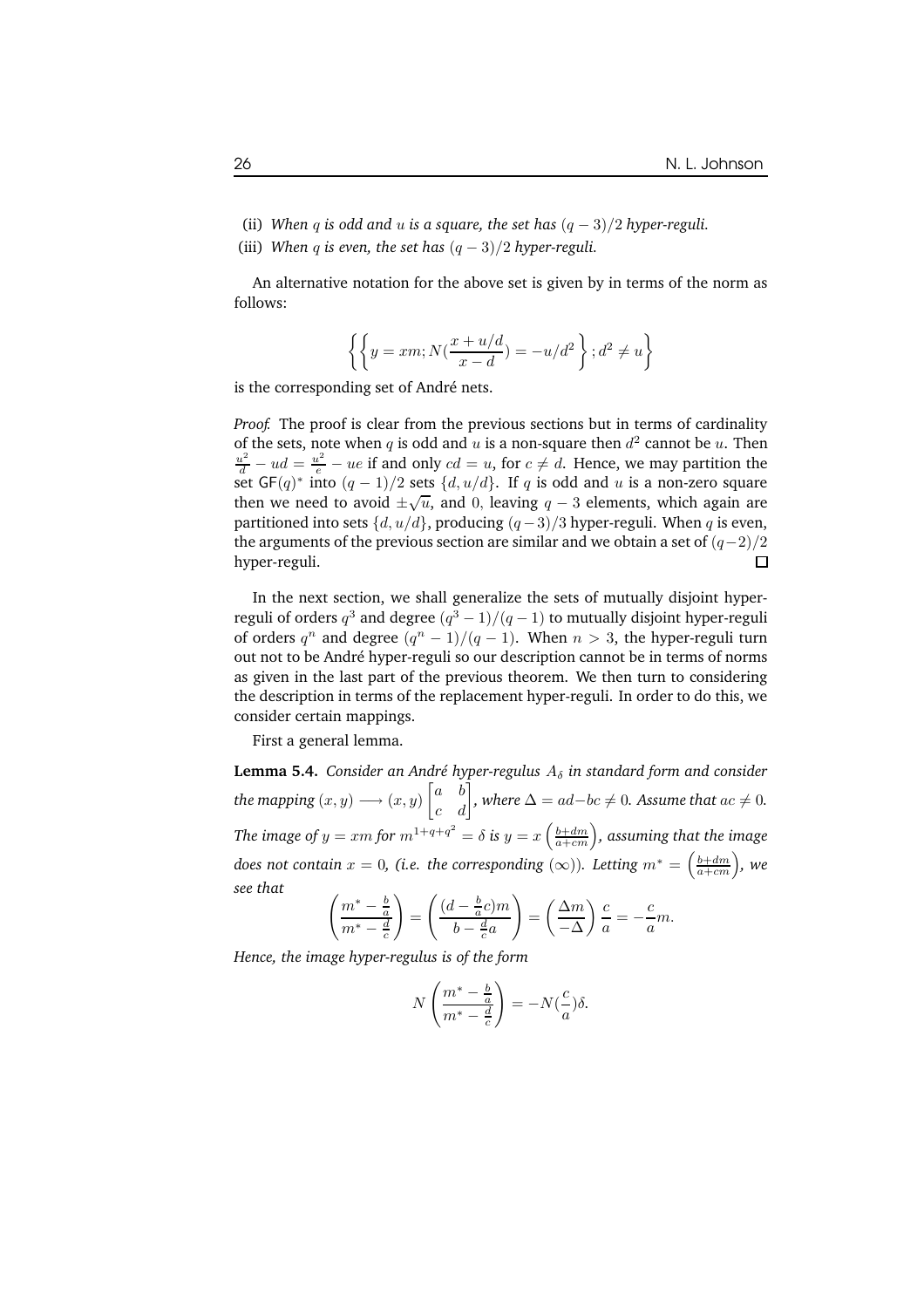(ii) *When $q$ is odd and $u$ is a square, the set has $(q-3)/2$ hyper-reguli.*

(iii) *When $q$ is even, the set has $(q-3)/2$ hyper-reguli.*

An alternative notation for the above set is given by in terms of the norm as follows:

$$\left\{ \left\{ y = xm; N(\frac{x + u/d}{x - d}) = -u/d^2 \right\}; d^2 \neq u \right\}$$

is the corresponding set of André nets.

*Proof.* The proof is clear from the previous sections but in terms of cardinality of the sets, note when $q$ is odd and $u$ is a non-square then $d^2$ cannot be $u$. Then $\frac{u^2}{d} - ud = \frac{u^2}{e} - ue$ if and only $cd = u$, for $c \neq d$. Hence, we may partition the set $\mathsf{GF}(q)^*$ into $(q-1)/2$ sets $\{d, u/d\}$. If $q$ is odd and $u$ is a non-zero square then we need to avoid $\pm\sqrt{u}$, and $0$, leaving $q-3$ elements, which again are partitioned into sets $\{d, u/d\}$, producing $(q-3)/3$ hyper-reguli. When $q$ is even, the arguments of the previous section are similar and we obtain a set of $(q-2)/2$ hyper-reguli. $\square$

In the next section, we shall generalize the sets of mutually disjoint hyper-reguli of orders $q^3$ and degree $(q^3-1)/(q-1)$ to mutually disjoint hyper-reguli of orders $q^n$ and degree $(q^n-1)/(q-1)$. When $n > 3$, the hyper-reguli turn out not to be André hyper-reguli so our description cannot be in terms of norms as given in the last part of the previous theorem. We then turn to considering the description in terms of the replacement hyper-reguli. In order to do this, we consider certain mappings.

First a general lemma.

**Lemma 5.4.** *Consider an André hyper-regulus $A_\delta$ in standard form and consider the mapping $(x, y) \longrightarrow (x, y) \begin{bmatrix} a & b \\ c & d \end{bmatrix}$, where $\Delta = ad - bc \neq 0$. Assume that $ac \neq 0$. The image of $y = xm$ for $m^{1+q+q^2} = \delta$ is $y = x\left(\frac{b+dm}{a+cm}\right)$, assuming that the image does not contain $x = 0$, (i.e. the corresponding $(\infty)$). Letting $m^* = \left(\frac{b+dm}{a+cm}\right)$, we see that*

$$\left( \frac{m^* - \frac{b}{a}}{m^* - \frac{d}{c}} \right) = \left( \frac{(d - \frac{b}{a}c)m}{b - \frac{d}{c}a} \right) = \left( \frac{\Delta m}{-\Delta} \right) \frac{c}{a} = -\frac{c}{a}m.$$

*Hence, the image hyper-regulus is of the form*

$$N\left( \frac{m^* - \frac{b}{a}}{m^* - \frac{d}{c}} \right) = -N(\frac{c}{a})\delta.$$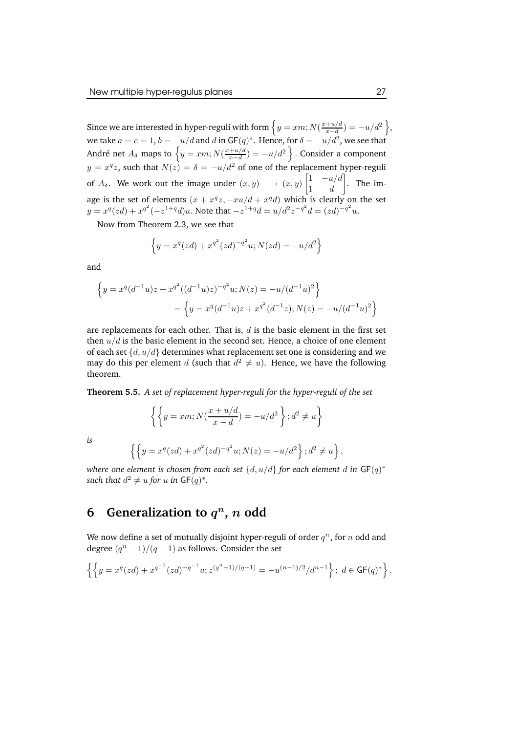Since we are interested in hyper-reguli with form $\left\{y = xm; N(\frac{x+u/d}{x-d}) = -u/d^2\right\}$, we take $a = c = 1$, $b = -u/d$ and $d$ in $\mathsf{GF}(q)^*$. Hence, for $\delta = -u/d^2$, we see that André net $A_\delta$ maps to $\left\{y = xm; N(\frac{x+u/d}{x-d}) = -u/d^2\right\}$. Consider a component $y = x^q z$, such that $N(z) = \delta = -u/d^2$ of one of the replacement hyper-reguli of $A_\delta$. We work out the image under $(x, y) \longrightarrow (x, y)\begin{bmatrix} 1 & -u/d \\ 1 & d \end{bmatrix}$. The image is the set of elements $(x + x^q z, -xu/d + x^q d)$ which is clearly on the set $y = x^q(zd) + x^{q^2}(-z^{1+q}d)u$. Note that $-z^{1+q}d = u/d^2 z^{-q^2}d = (zd)^{-q^2}u$.

Now from Theorem 2.3, we see that

$$\left\{y = x^q(zd) + x^{q^2}(zd)^{-q^2}u; N(zd) = -u/d^2\right\}$$

and

$$\begin{aligned}\left\{y = x^q(d^{-1}u)z + x^{q^2}((d^{-1}u)z)^{-q^2}u; N(z) = -u/(d^{-1}u)^2\right\} \\ = \left\{y = x^q(d^{-1}u)z + x^{q^2}(d^{-1}z); N(z) = -u/(d^{-1}u)^2\right\}\end{aligned}$$

are replacements for each other. That is, $d$ is the basic element in the first set then $u/d$ is the basic element in the second set. Hence, a choice of one element of each set $\{d, u/d\}$ determines what replacement set one is considering and we may do this per element $d$ (such that $d^2 \neq u$). Hence, we have the following theorem.

**Theorem 5.5.** *A set of replacement hyper-reguli for the hyper-reguli of the set*

$$\left\{\left\{y = xm; N(\frac{x+u/d}{x-d}) = -u/d^2\right\}; d^2 \neq u\right\}$$

*is*

$$\left\{\left\{y = x^q(zd) + x^{q^2}(zd)^{-q^2}u; N(z) = -u/d^2\right\}; d^2 \neq u\right\},$$

*where one element is chosen from each set $\{d, u/d\}$ for each element $d$ in $\mathsf{GF}(q)^*$ such that $d^2 \neq u$ for $u$ in $\mathsf{GF}(q)^*$.*

# 6 Generalization to $q^n$, $n$ odd

We now define a set of mutually disjoint hyper-reguli of order $q^n$, for $n$ odd and degree $(q^n - 1)/(q - 1)$ as follows. Consider the set

$$\left\{\left\{y = x^q(zd) + x^{q^{-1}}(zd)^{-q^{-1}}u; z^{(q^n-1)/(q-1)} = -u^{(n-1)/2}/d^{n-1}\right\};\ d \in \mathsf{GF}(q)^*\right\}.$$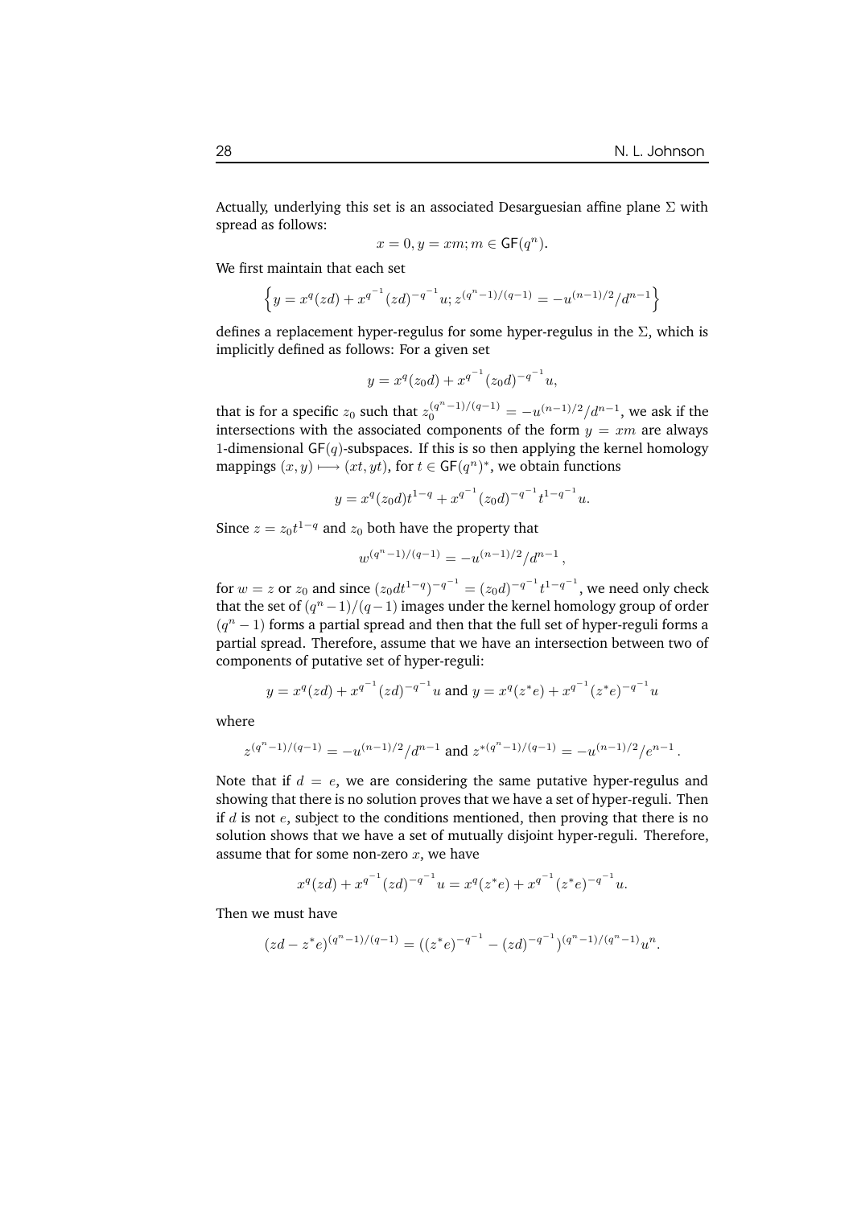Actually, underlying this set is an associated Desarguesian affine plane $\Sigma$ with spread as follows:

$$x = 0, y = xm; m \in \mathsf{GF}(q^n).$$

We first maintain that each set

$$\left\{ y = x^q(zd) + x^{q^{-1}}(zd)^{-q^{-1}}u; z^{(q^n-1)/(q-1)} = -u^{(n-1)/2}/d^{n-1} \right\}$$

defines a replacement hyper-regulus for some hyper-regulus in the $\Sigma$, which is implicitly defined as follows: For a given set

$$y = x^q(z_0 d) + x^{q^{-1}}(z_0 d)^{-q^{-1}}u,$$

that is for a specific $z_0$ such that $z_0^{(q^n-1)/(q-1)} = -u^{(n-1)/2}/d^{n-1}$, we ask if the intersections with the associated components of the form $y = xm$ are always 1-dimensional $\mathsf{GF}(q)$-subspaces. If this is so then applying the kernel homology mappings $(x, y) \longmapsto (xt, yt)$, for $t \in \mathsf{GF}(q^n)^*$, we obtain functions

$$y = x^q(z_0 d)t^{1-q} + x^{q^{-1}}(z_0 d)^{-q^{-1}}t^{1-q^{-1}}u.$$

Since $z = z_0 t^{1-q}$ and $z_0$ both have the property that

$$w^{(q^n-1)/(q-1)} = -u^{(n-1)/2}/d^{n-1},$$

for $w = z$ or $z_0$ and since $(z_0 dt^{1-q})^{-q^{-1}} = (z_0 d)^{-q^{-1}}t^{1-q^{-1}}$, we need only check that the set of $(q^n-1)/(q-1)$ images under the kernel homology group of order $(q^n-1)$ forms a partial spread and then that the full set of hyper-reguli forms a partial spread. Therefore, assume that we have an intersection between two of components of putative set of hyper-reguli:

$$y = x^q(zd) + x^{q^{-1}}(zd)^{-q^{-1}}u \text{ and } y = x^q(z^*e) + x^{q^{-1}}(z^*e)^{-q^{-1}}u$$

where

$$z^{(q^n-1)/(q-1)} = -u^{(n-1)/2}/d^{n-1} \text{ and } z^{*(q^n-1)/(q-1)} = -u^{(n-1)/2}/e^{n-1}.$$

Note that if $d = e$, we are considering the same putative hyper-regulus and showing that there is no solution proves that we have a set of hyper-reguli. Then if $d$ is not $e$, subject to the conditions mentioned, then proving that there is no solution shows that we have a set of mutually disjoint hyper-reguli. Therefore, assume that for some non-zero $x$, we have

$$x^q(zd) + x^{q^{-1}}(zd)^{-q^{-1}}u = x^q(z^*e) + x^{q^{-1}}(z^*e)^{-q^{-1}}u.$$

Then we must have

$$(zd - z^*e)^{(q^n-1)/(q-1)} = ((z^*e)^{-q^{-1}} - (zd)^{-q^{-1}})^{(q^n-1)/(q^n-1)}u^n.$$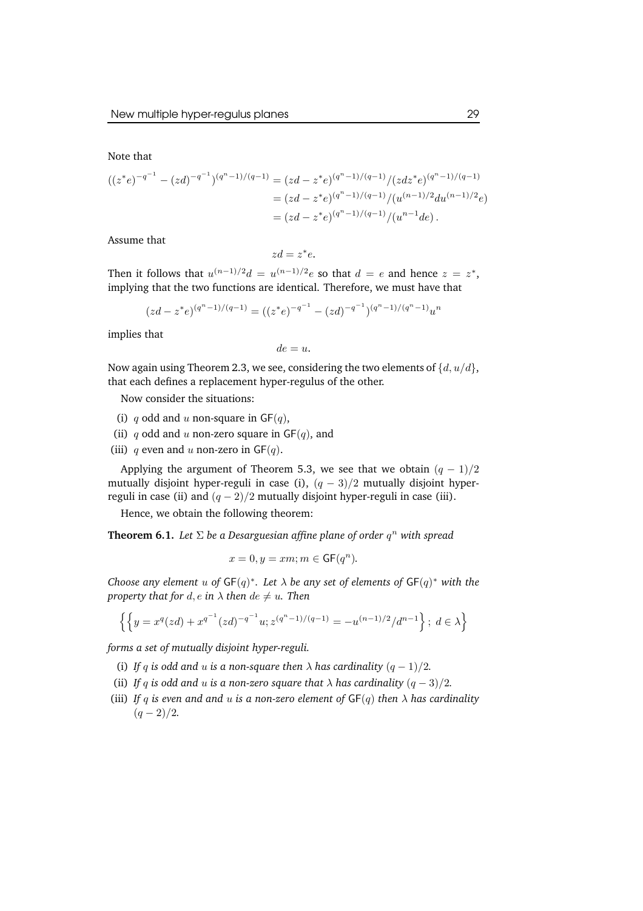Note that

$$
\begin{aligned}
((z^*e)^{-q^{-1}} - (zd)^{-q^{-1}})^{(q^n-1)/(q-1)} &= (zd - z^*e)^{(q^n-1)/(q-1)}/(zdz^*e)^{(q^n-1)/(q-1)} \\
&= (zd - z^*e)^{(q^n-1)/(q-1)}/(u^{(n-1)/2}du^{(n-1)/2}e) \\
&= (zd - z^*e)^{(q^n-1)/(q-1)}/(u^{n-1}de)\,.
\end{aligned}
$$

Assume that

$$zd = z^*e.$$

Then it follows that $u^{(n-1)/2}d = u^{(n-1)/2}e$ so that $d = e$ and hence $z = z^*$, implying that the two functions are identical. Therefore, we must have that

$$(zd - z^*e)^{(q^n-1)/(q-1)} = ((z^*e)^{-q^{-1}} - (zd)^{-q^{-1}})^{(q^n-1)/(q^n-1)}u^n$$

implies that

$$de = u.$$

Now again using Theorem 2.3, we see, considering the two elements of $\{d, u/d\}$, that each defines a replacement hyper-regulus of the other.

Now consider the situations:

(i) $q$ odd and $u$ non-square in $\mathsf{GF}(q)$,

(ii) $q$ odd and $u$ non-zero square in $\mathsf{GF}(q)$, and

(iii) $q$ even and $u$ non-zero in $\mathsf{GF}(q)$.

Applying the argument of Theorem 5.3, we see that we obtain $(q-1)/2$ mutually disjoint hyper-reguli in case (i), $(q-3)/2$ mutually disjoint hyper-reguli in case (ii) and $(q-2)/2$ mutually disjoint hyper-reguli in case (iii).

Hence, we obtain the following theorem:

**Theorem 6.1.** *Let $\Sigma$ be a Desarguesian affine plane of order $q^n$ with spread*

$$x = 0, y = xm; m \in \mathsf{GF}(q^n).$$

*Choose any element $u$ of $\mathsf{GF}(q)^*$. Let $\lambda$ be any set of elements of $\mathsf{GF}(q)^*$ with the property that for $d, e$ in $\lambda$ then $de \neq u$. Then*

$$\left\{\left\{y = x^q(zd) + x^{q^{-1}}(zd)^{-q^{-1}}u; z^{(q^n-1)/(q-1)} = -u^{(n-1)/2}/d^{n-1}\right\};\ d \in \lambda\right\}$$

*forms a set of mutually disjoint hyper-reguli.*

(i) *If $q$ is odd and $u$ is a non-square then $\lambda$ has cardinality $(q-1)/2$.*

(ii) *If $q$ is odd and $u$ is a non-zero square that $\lambda$ has cardinality $(q-3)/2$.*

(iii) *If $q$ is even and and $u$ is a non-zero element of $\mathsf{GF}(q)$ then $\lambda$ has cardinality $(q-2)/2$.*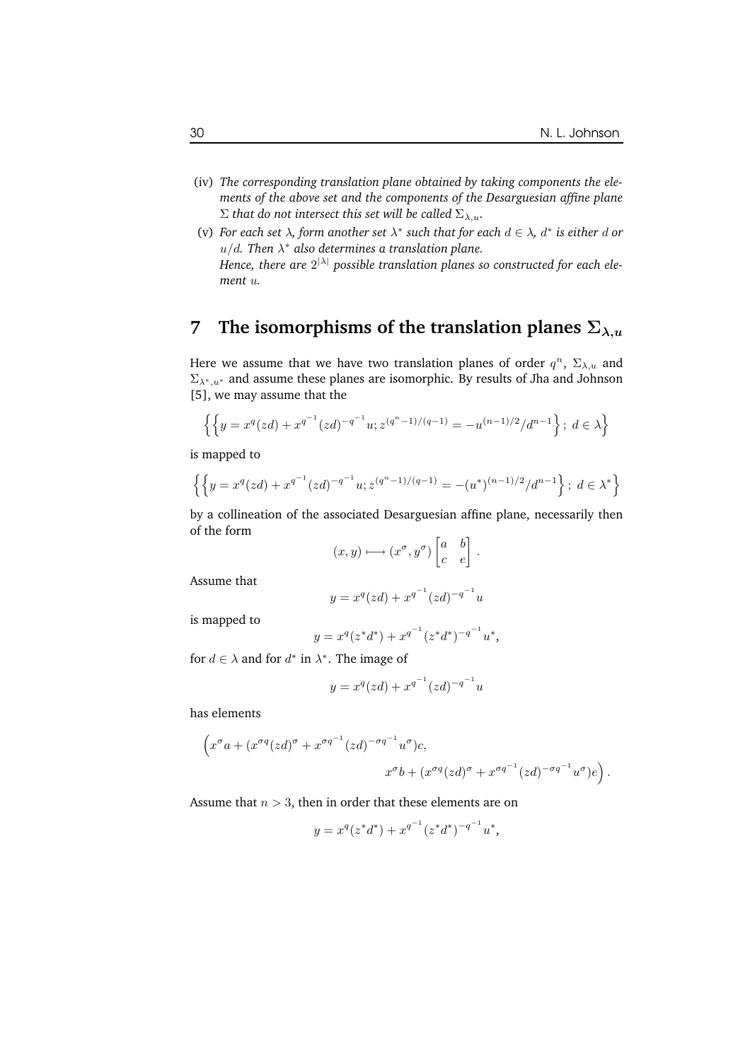(iv) *The corresponding translation plane obtained by taking components the elements of the above set and the components of the Desarguesian affine plane $\Sigma$ that do not intersect this set will be called $\Sigma_{\lambda,u}$.*

(v) *For each set $\lambda$, form another set $\lambda^*$ such that for each $d \in \lambda$, $d^*$ is either $d$ or $u/d$. Then $\lambda^*$ also determines a translation plane.*
*Hence, there are $2^{|\lambda|}$ possible translation planes so constructed for each element $u$.*

## 7 The isomorphisms of the translation planes $\Sigma_{\lambda,u}$

Here we assume that we have two translation planes of order $q^n$, $\Sigma_{\lambda,u}$ and $\Sigma_{\lambda^*,u^*}$ and assume these planes are isomorphic. By results of Jha and Johnson [5], we may assume that the

$$\left\{ \left\{ y = x^q(zd) + x^{q^{-1}}(zd)^{-q^{-1}}u; z^{(q^n-1)/(q-1)} = -u^{(n-1)/2}/d^{n-1} \right\};\ d \in \lambda \right\}$$

is mapped to

$$\left\{ \left\{ y = x^q(zd) + x^{q^{-1}}(zd)^{-q^{-1}}u; z^{(q^n-1)/(q-1)} = -(u^*)^{(n-1)/2}/d^{n-1} \right\};\ d \in \lambda^* \right\}$$

by a collineation of the associated Desarguesian affine plane, necessarily then of the form

$$(x, y) \longmapsto (x^\sigma, y^\sigma) \begin{bmatrix} a & b \\ c & e \end{bmatrix}.$$

Assume that

$$y = x^q(zd) + x^{q^{-1}}(zd)^{-q^{-1}}u$$

is mapped to

$$y = x^q(z^*d^*) + x^{q^{-1}}(z^*d^*)^{-q^{-1}}u^*,$$

for $d \in \lambda$ and for $d^*$ in $\lambda^*$. The image of

$$y = x^q(zd) + x^{q^{-1}}(zd)^{-q^{-1}}u$$

has elements

$$\Big( x^\sigma a + (x^{\sigma q}(zd)^\sigma + x^{\sigma q^{-1}}(zd)^{-\sigma q^{-1}}u^\sigma)c, \\ x^\sigma b + (x^{\sigma q}(zd)^\sigma + x^{\sigma q^{-1}}(zd)^{-\sigma q^{-1}}u^\sigma)e \Big).$$

Assume that $n > 3$, then in order that these elements are on

$$y = x^q(z^*d^*) + x^{q^{-1}}(z^*d^*)^{-q^{-1}}u^*,$$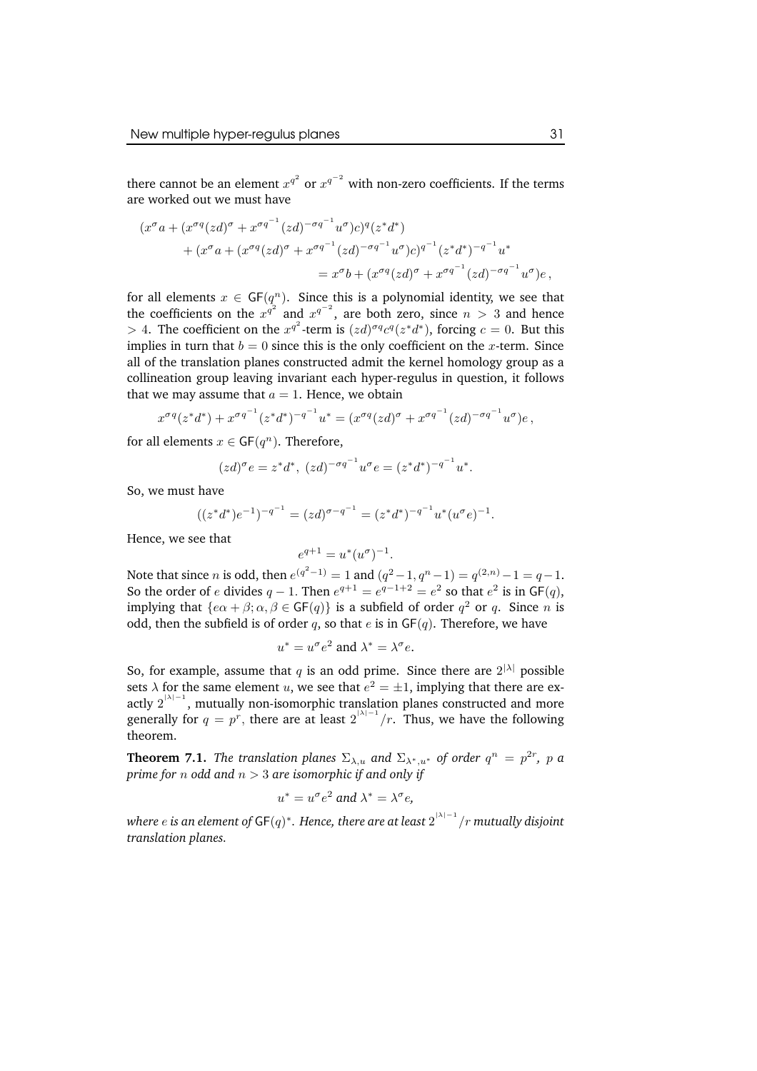there cannot be an element $x^{q^2}$ or $x^{q^{-2}}$ with non-zero coefficients. If the terms are worked out we must have

$$\begin{aligned}(x^{\sigma}a + (x^{\sigma q}(zd)^{\sigma} + x^{\sigma q^{-1}}(zd)^{-\sigma q^{-1}}u^{\sigma})c)^{q}(z^{*}d^{*})\\ + (x^{\sigma}a + (x^{\sigma q}(zd)^{\sigma} + x^{\sigma q^{-1}}(zd)^{-\sigma q^{-1}}u^{\sigma})c)^{q^{-1}}(z^{*}d^{*})^{-q^{-1}}u^{*}\\ = x^{\sigma}b + (x^{\sigma q}(zd)^{\sigma} + x^{\sigma q^{-1}}(zd)^{-\sigma q^{-1}}u^{\sigma})e\,,\end{aligned}$$

for all elements $x \in \mathsf{GF}(q^n)$. Since this is a polynomial identity, we see that the coefficients on the $x^{q^2}$ and $x^{q^{-2}}$, are both zero, since $n > 3$ and hence $> 4$. The coefficient on the $x^{q^2}$-term is $(zd)^{\sigma q}c^{q}(z^{*}d^{*})$, forcing $c = 0$. But this implies in turn that $b = 0$ since this is the only coefficient on the $x$-term. Since all of the translation planes constructed admit the kernel homology group as a collineation group leaving invariant each hyper-regulus in question, it follows that we may assume that $a = 1$. Hence, we obtain

$$x^{\sigma q}(z^{*}d^{*}) + x^{\sigma q^{-1}}(z^{*}d^{*})^{-q^{-1}}u^{*} = (x^{\sigma q}(zd)^{\sigma} + x^{\sigma q^{-1}}(zd)^{-\sigma q^{-1}}u^{\sigma})e\,,$$

for all elements $x \in \mathsf{GF}(q^n)$. Therefore,

$$(zd)^{\sigma}e = z^{*}d^{*},\ (zd)^{-\sigma q^{-1}}u^{\sigma}e = (z^{*}d^{*})^{-q^{-1}}u^{*}.$$

So, we must have

$$((z^{*}d^{*})e^{-1})^{-q^{-1}} = (zd)^{\sigma - q^{-1}} = (z^{*}d^{*})^{-q^{-1}}u^{*}(u^{\sigma}e)^{-1}.$$

Hence, we see that

$$e^{q+1} = u^{*}(u^{\sigma})^{-1}.$$

Note that since $n$ is odd, then $e^{(q^2-1)} = 1$ and $(q^2-1, q^n-1) = q^{(2,n)}-1 = q-1$. So the order of $e$ divides $q-1$. Then $e^{q+1} = e^{q-1+2} = e^2$ so that $e^2$ is in $\mathsf{GF}(q)$, implying that $\{e\alpha+\beta; \alpha, \beta \in \mathsf{GF}(q)\}$ is a subfield of order $q^2$ or $q$. Since $n$ is odd, then the subfield is of order $q$, so that $e$ is in $\mathsf{GF}(q)$. Therefore, we have

$$u^{*} = u^{\sigma}e^{2} \text{ and } \lambda^{*} = \lambda^{\sigma}e.$$

So, for example, assume that $q$ is an odd prime. Since there are $2^{|\lambda|}$ possible sets $\lambda$ for the same element $u$, we see that $e^2 = \pm 1$, implying that there are exactly $2^{|\lambda|-1}$, mutually non-isomorphic translation planes constructed and more generally for $q = p^r$, there are at least $2^{|\lambda|-1}/r$. Thus, we have the following theorem.

**Theorem 7.1.** *The translation planes $\Sigma_{\lambda,u}$ and $\Sigma_{\lambda^*,u^*}$ of order $q^n = p^{2r}$, $p$ a prime for $n$ odd and $n > 3$ are isomorphic if and only if*

$$u^{*} = u^{\sigma}e^{2} \text{ and } \lambda^{*} = \lambda^{\sigma}e,$$

*where $e$ is an element of $\mathsf{GF}(q)^{*}$. Hence, there are at least $2^{|\lambda|-1}/r$ mutually disjoint translation planes.*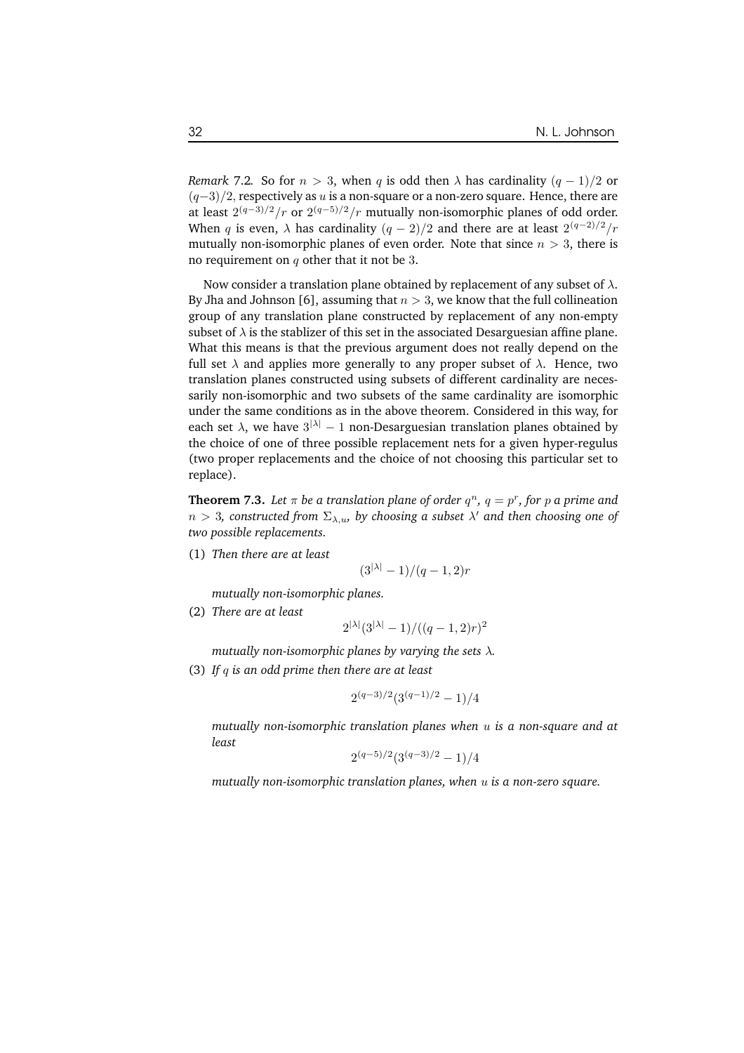*Remark* 7.2*.* So for $n > 3$, when $q$ is odd then $\lambda$ has cardinality $(q-1)/2$ or $(q-3)/2$, respectively as $u$ is a non-square or a non-zero square. Hence, there are at least $2^{(q-3)/2}/r$ or $2^{(q-5)/2}/r$ mutually non-isomorphic planes of odd order. When $q$ is even, $\lambda$ has cardinality $(q-2)/2$ and there are at least $2^{(q-2)/2}/r$ mutually non-isomorphic planes of even order. Note that since $n > 3$, there is no requirement on $q$ other that it not be $3$.

Now consider a translation plane obtained by replacement of any subset of $\lambda$. By Jha and Johnson [6], assuming that $n > 3$, we know that the full collineation group of any translation plane constructed by replacement of any non-empty subset of $\lambda$ is the stablizer of this set in the associated Desarguesian affine plane. What this means is that the previous argument does not really depend on the full set $\lambda$ and applies more generally to any proper subset of $\lambda$. Hence, two translation planes constructed using subsets of different cardinality are necessarily non-isomorphic and two subsets of the same cardinality are isomorphic under the same conditions as in the above theorem. Considered in this way, for each set $\lambda$, we have $3^{|\lambda|}-1$ non-Desarguesian translation planes obtained by the choice of one of three possible replacement nets for a given hyper-regulus (two proper replacements and the choice of not choosing this particular set to replace).

**Theorem 7.3.** *Let $\pi$ be a translation plane of order $q^n$, $q = p^r$, for $p$ a prime and $n > 3$, constructed from $\Sigma_{\lambda,u}$, by choosing a subset $\lambda'$ and then choosing one of two possible replacements.*

(1) *Then there are at least*

$$(3^{|\lambda|}-1)/(q-1,2)r$$

*mutually non-isomorphic planes.*

(2) *There are at least*

$$2^{|\lambda|}(3^{|\lambda|}-1)/((q-1,2)r)^2$$

*mutually non-isomorphic planes by varying the sets $\lambda$.*

(3) *If $q$ is an odd prime then there are at least*

$$2^{(q-3)/2}(3^{(q-1)/2}-1)/4$$

*mutually non-isomorphic translation planes when $u$ is a non-square and at least*

$$2^{(q-5)/2}(3^{(q-3)/2}-1)/4$$

*mutually non-isomorphic translation planes, when $u$ is a non-zero square.*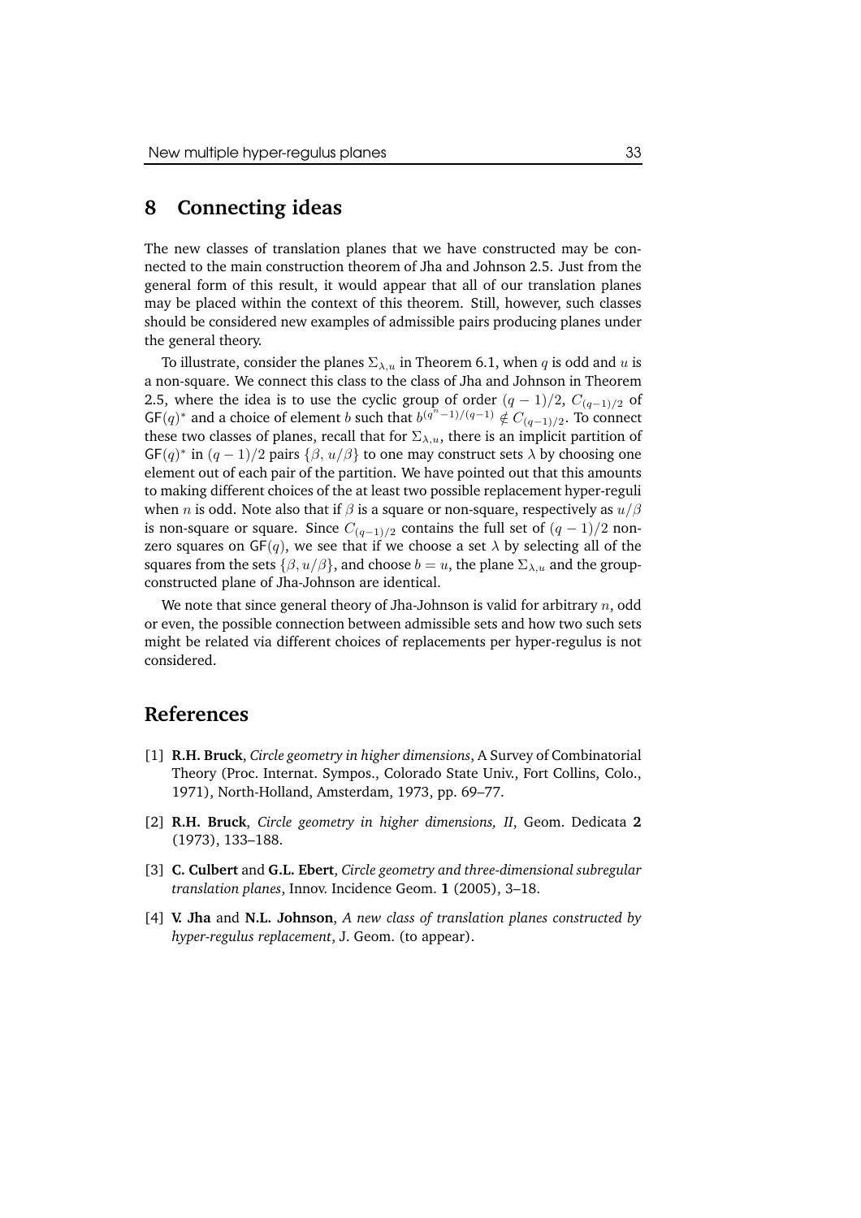## 8 Connecting ideas

The new classes of translation planes that we have constructed may be connected to the main construction theorem of Jha and Johnson 2.5. Just from the general form of this result, it would appear that all of our translation planes may be placed within the context of this theorem. Still, however, such classes should be considered new examples of admissible pairs producing planes under the general theory.

To illustrate, consider the planes $\Sigma_{\lambda,u}$ in Theorem 6.1, when $q$ is odd and $u$ is a non-square. We connect this class to the class of Jha and Johnson in Theorem 2.5, where the idea is to use the cyclic group of order $(q-1)/2$, $C_{(q-1)/2}$ of $\mathsf{GF}(q)^*$ and a choice of element $b$ such that $b^{(q^n-1)/(q-1)} \notin C_{(q-1)/2}$. To connect these two classes of planes, recall that for $\Sigma_{\lambda,u}$, there is an implicit partition of $\mathsf{GF}(q)^*$ in $(q-1)/2$ pairs $\{\beta, u/\beta\}$ to one may construct sets $\lambda$ by choosing one element out of each pair of the partition. We have pointed out that this amounts to making different choices of the at least two possible replacement hyper-reguli when $n$ is odd. Note also that if $\beta$ is a square or non-square, respectively as $u/\beta$ is non-square or square. Since $C_{(q-1)/2}$ contains the full set of $(q-1)/2$ non-zero squares on $\mathsf{GF}(q)$, we see that if we choose a set $\lambda$ by selecting all of the squares from the sets $\{\beta, u/\beta\}$, and choose $b = u$, the plane $\Sigma_{\lambda,u}$ and the group-constructed plane of Jha-Johnson are identical.

We note that since general theory of Jha-Johnson is valid for arbitrary $n$, odd or even, the possible connection between admissible sets and how two such sets might be related via different choices of replacements per hyper-regulus is not considered.

## References

[1] **R.H. Bruck**, *Circle geometry in higher dimensions*, A Survey of Combinatorial Theory (Proc. Internat. Sympos., Colorado State Univ., Fort Collins, Colo., 1971), North-Holland, Amsterdam, 1973, pp. 69–77.

[2] **R.H. Bruck**, *Circle geometry in higher dimensions, II*, Geom. Dedicata **2** (1973), 133–188.

[3] **C. Culbert** and **G.L. Ebert**, *Circle geometry and three-dimensional subregular translation planes*, Innov. Incidence Geom. **1** (2005), 3–18.

[4] **V. Jha** and **N.L. Johnson**, *A new class of translation planes constructed by hyper-regulus replacement*, J. Geom. (to appear).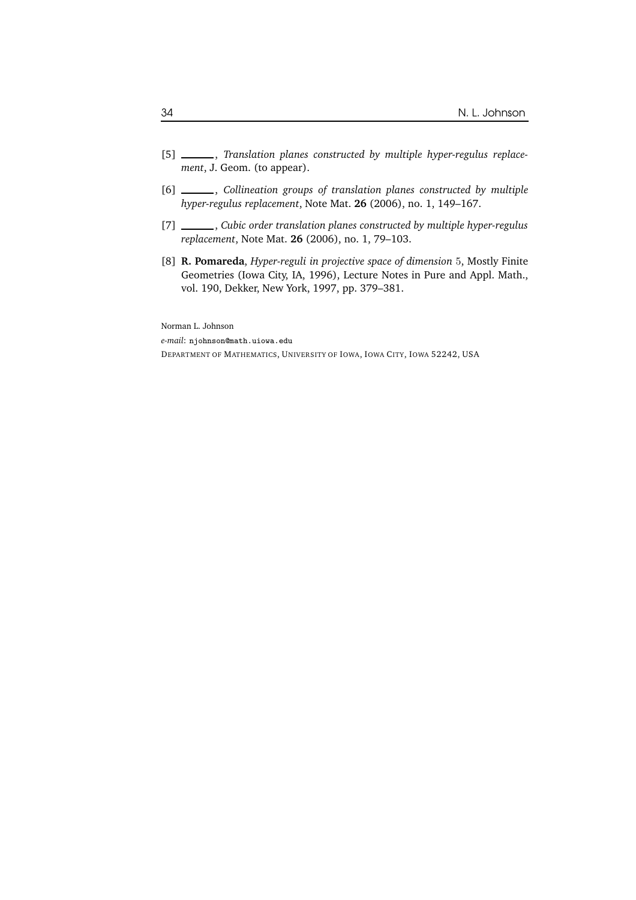[5] ______, *Translation planes constructed by multiple hyper-regulus replacement*, J. Geom. (to appear).

[6] ______, *Collineation groups of translation planes constructed by multiple hyper-regulus replacement*, Note Mat. **26** (2006), no. 1, 149–167.

[7] ______, *Cubic order translation planes constructed by multiple hyper-regulus replacement*, Note Mat. **26** (2006), no. 1, 79–103.

[8] **R. Pomareda**, *Hyper-reguli in projective space of dimension* 5, Mostly Finite Geometries (Iowa City, IA, 1996), Lecture Notes in Pure and Appl. Math., vol. 190, Dekker, New York, 1997, pp. 379–381.

Norman L. Johnson

*e-mail*: `njohnson@math.uiowa.edu`

DEPARTMENT OF MATHEMATICS, UNIVERSITY OF IOWA, IOWA CITY, IOWA 52242, USA